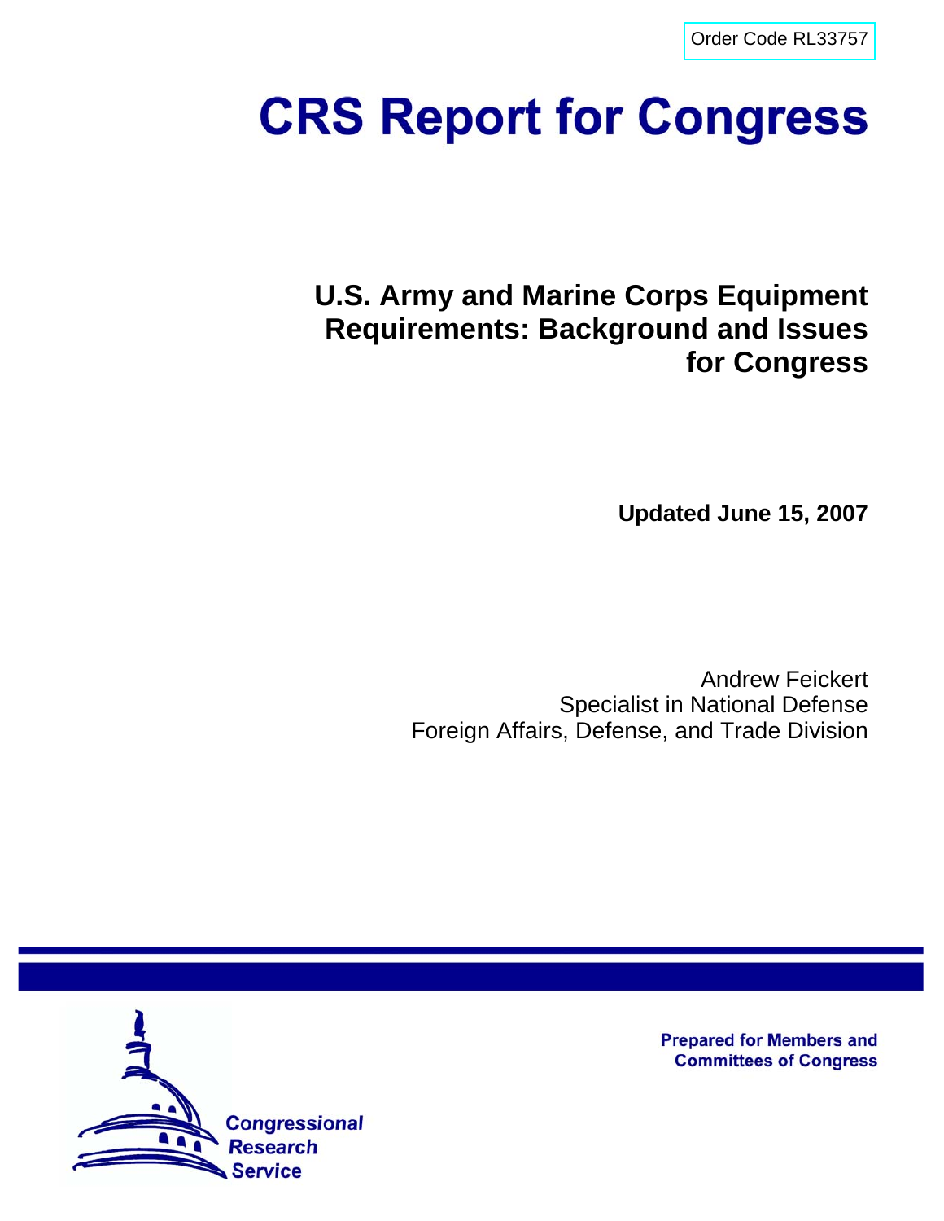Order Code RL33757

# CRS Report for Congress

## U.S. Army and Marine Corps Equipment Requirements: Background and Issues for Congress

**Updated June 15, 2007**

Andrew Feickert
Specialist in National Defense
Foreign Affairs, Defense, and Trade Division

Prepared for Members and Committees of Congress

Congressional Research Service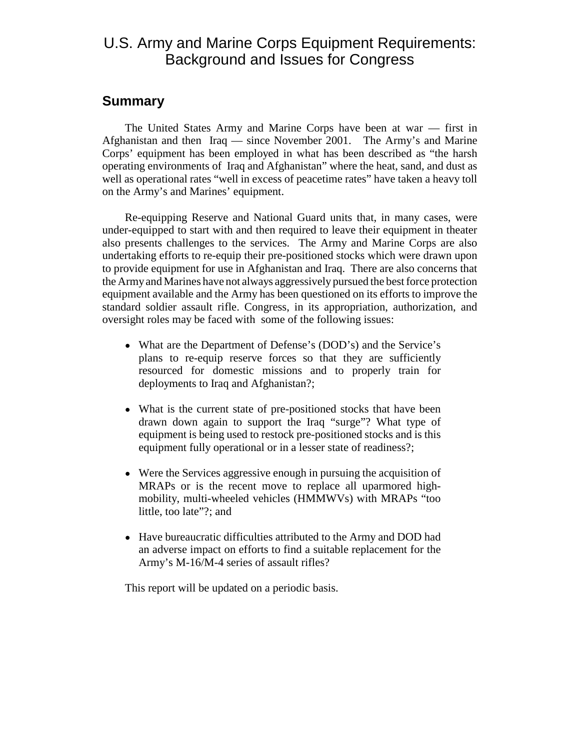# U.S. Army and Marine Corps Equipment Requirements: Background and Issues for Congress

## Summary

The United States Army and Marine Corps have been at war — first in Afghanistan and then Iraq — since November 2001. The Army's and Marine Corps' equipment has been employed in what has been described as "the harsh operating environments of Iraq and Afghanistan" where the heat, sand, and dust as well as operational rates "well in excess of peacetime rates" have taken a heavy toll on the Army's and Marines' equipment.

Re-equipping Reserve and National Guard units that, in many cases, were under-equipped to start with and then required to leave their equipment in theater also presents challenges to the services. The Army and Marine Corps are also undertaking efforts to re-equip their pre-positioned stocks which were drawn upon to provide equipment for use in Afghanistan and Iraq. There are also concerns that the Army and Marines have not always aggressively pursued the best force protection equipment available and the Army has been questioned on its efforts to improve the standard soldier assault rifle. Congress, in its appropriation, authorization, and oversight roles may be faced with some of the following issues:

- What are the Department of Defense's (DOD's) and the Service's plans to re-equip reserve forces so that they are sufficiently resourced for domestic missions and to properly train for deployments to Iraq and Afghanistan?;
- What is the current state of pre-positioned stocks that have been drawn down again to support the Iraq "surge"? What type of equipment is being used to restock pre-positioned stocks and is this equipment fully operational or in a lesser state of readiness?;
- Were the Services aggressive enough in pursuing the acquisition of MRAPs or is the recent move to replace all uparmored high-mobility, multi-wheeled vehicles (HMMWVs) with MRAPs "too little, too late"?; and
- Have bureaucratic difficulties attributed to the Army and DOD had an adverse impact on efforts to find a suitable replacement for the Army's M-16/M-4 series of assault rifles?

This report will be updated on a periodic basis.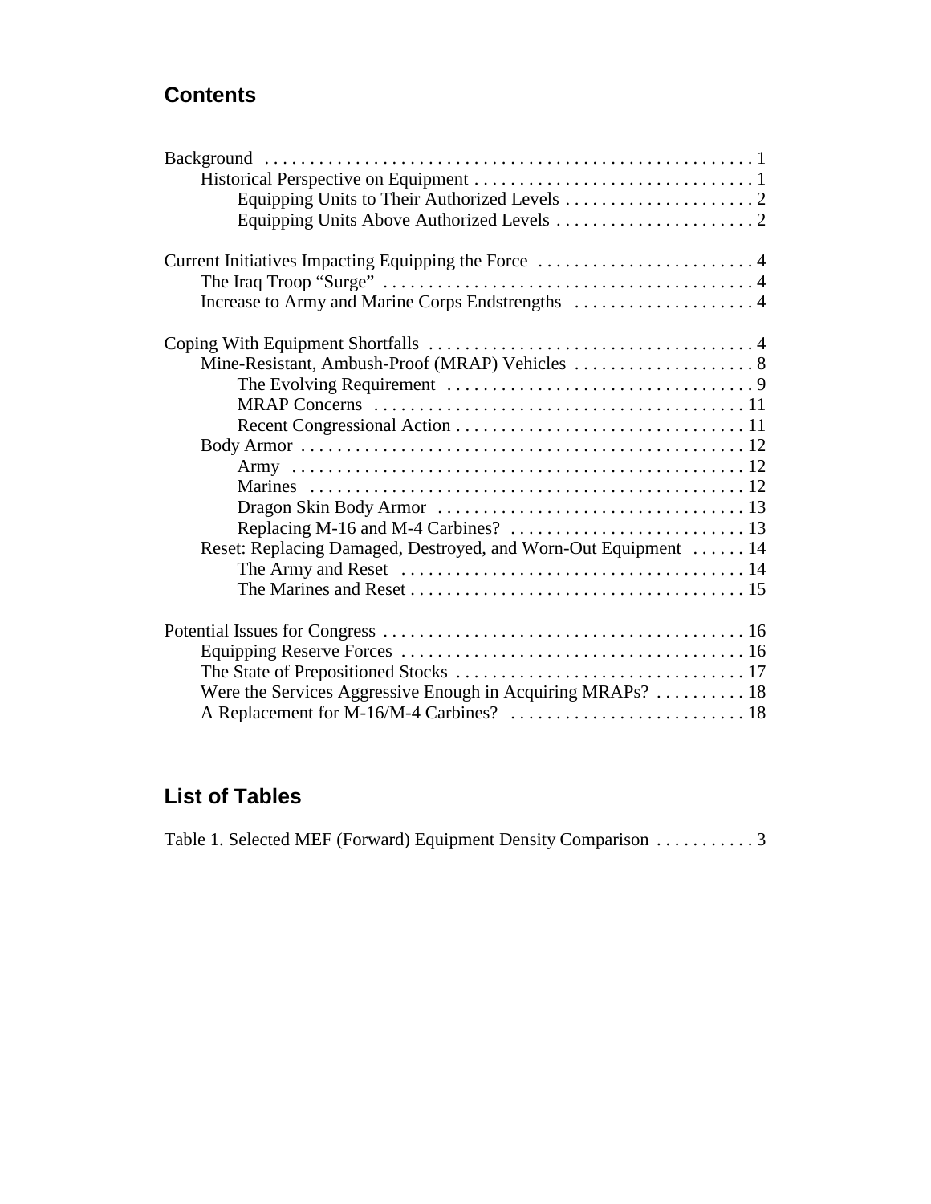## Contents

Background . . . . . . . . . . . . . . . . . . . . . . . . . . . . . . . . . . . . . . . . . . . . . . . . . . . . 1
- Historical Perspective on Equipment . . . . . . . . . . . . . . . . . . . . . . . . . . . . . . . 1
  - Equipping Units to Their Authorized Levels . . . . . . . . . . . . . . . . . . . . . 2
  - Equipping Units Above Authorized Levels . . . . . . . . . . . . . . . . . . . . . . 2

Current Initiatives Impacting Equipping the Force . . . . . . . . . . . . . . . . . . . . . . . . 4
- The Iraq Troop "Surge" . . . . . . . . . . . . . . . . . . . . . . . . . . . . . . . . . . . . . . . . . 4
- Increase to Army and Marine Corps Endstrengths . . . . . . . . . . . . . . . . . . . . 4

Coping With Equipment Shortfalls . . . . . . . . . . . . . . . . . . . . . . . . . . . . . . . . . . . . 4
- Mine-Resistant, Ambush-Proof (MRAP) Vehicles . . . . . . . . . . . . . . . . . . . . 8
  - The Evolving Requirement . . . . . . . . . . . . . . . . . . . . . . . . . . . . . . . . . . 9
  - MRAP Concerns . . . . . . . . . . . . . . . . . . . . . . . . . . . . . . . . . . . . . . . . . 11
  - Recent Congressional Action . . . . . . . . . . . . . . . . . . . . . . . . . . . . . . . . 11
- Body Armor . . . . . . . . . . . . . . . . . . . . . . . . . . . . . . . . . . . . . . . . . . . . . . . . . 12
  - Army . . . . . . . . . . . . . . . . . . . . . . . . . . . . . . . . . . . . . . . . . . . . . . . . . . 12
  - Marines . . . . . . . . . . . . . . . . . . . . . . . . . . . . . . . . . . . . . . . . . . . . . . . . 12
  - Dragon Skin Body Armor . . . . . . . . . . . . . . . . . . . . . . . . . . . . . . . . . . 13
  - Replacing M-16 and M-4 Carbines? . . . . . . . . . . . . . . . . . . . . . . . . . . 13
- Reset: Replacing Damaged, Destroyed, and Worn-Out Equipment . . . . . . 14
  - The Army and Reset . . . . . . . . . . . . . . . . . . . . . . . . . . . . . . . . . . . . . . 14
  - The Marines and Reset . . . . . . . . . . . . . . . . . . . . . . . . . . . . . . . . . . . . . 15

Potential Issues for Congress . . . . . . . . . . . . . . . . . . . . . . . . . . . . . . . . . . . . . . . 16
- Equipping Reserve Forces . . . . . . . . . . . . . . . . . . . . . . . . . . . . . . . . . . . . . . 16
- The State of Prepositioned Stocks . . . . . . . . . . . . . . . . . . . . . . . . . . . . . . . . 17
- Were the Services Aggressive Enough in Acquiring MRAPs? . . . . . . . . . . 18
- A Replacement for M-16/M-4 Carbines? . . . . . . . . . . . . . . . . . . . . . . . . . . 18

## List of Tables

Table 1. Selected MEF (Forward) Equipment Density Comparison . . . . . . . . . . . 3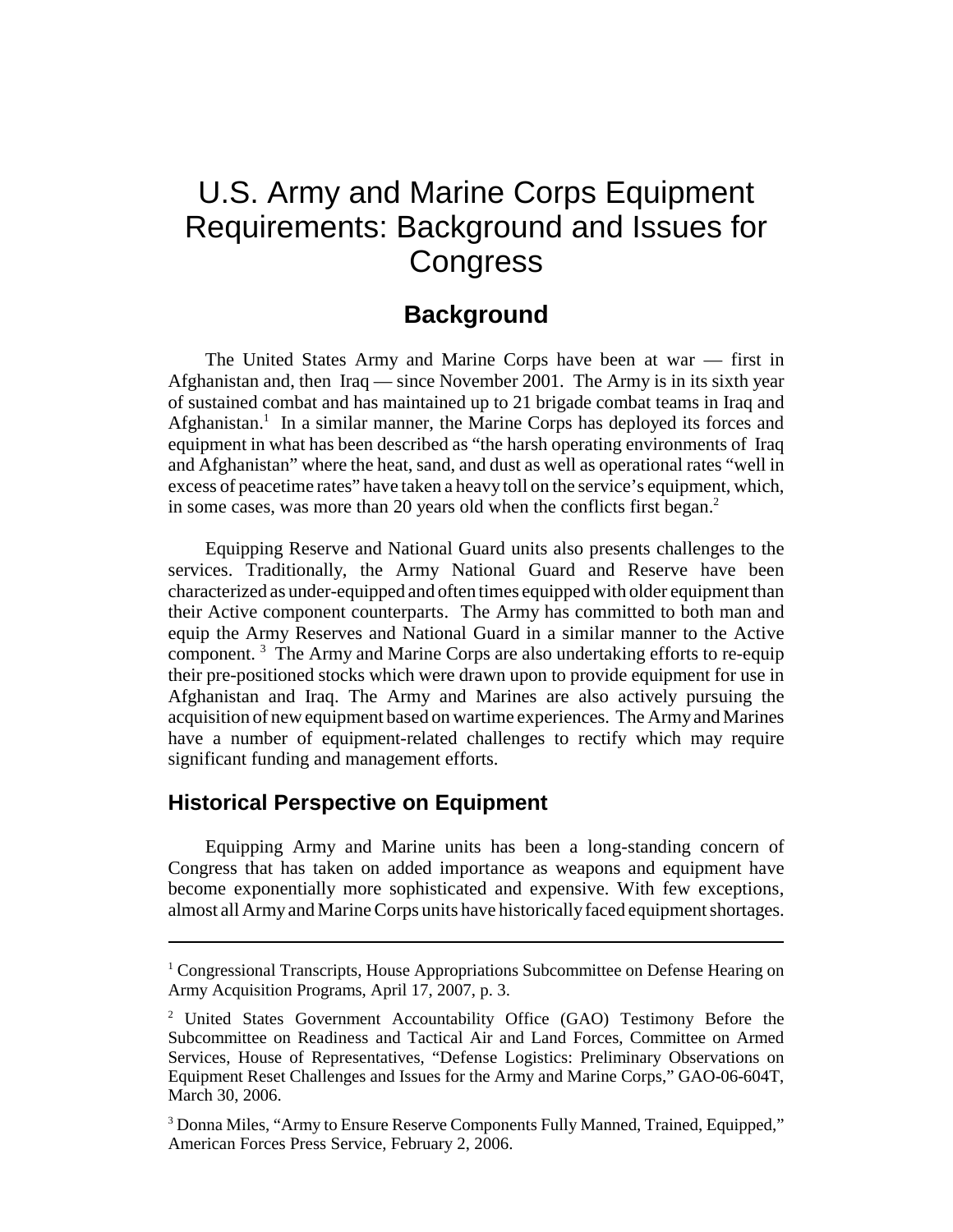# U.S. Army and Marine Corps Equipment Requirements: Background and Issues for Congress

## Background

The United States Army and Marine Corps have been at war — first in Afghanistan and, then Iraq — since November 2001. The Army is in its sixth year of sustained combat and has maintained up to 21 brigade combat teams in Iraq and Afghanistan.[1] In a similar manner, the Marine Corps has deployed its forces and equipment in what has been described as "the harsh operating environments of Iraq and Afghanistan" where the heat, sand, and dust as well as operational rates "well in excess of peacetime rates" have taken a heavy toll on the service's equipment, which, in some cases, was more than 20 years old when the conflicts first began.[2]

Equipping Reserve and National Guard units also presents challenges to the services. Traditionally, the Army National Guard and Reserve have been characterized as under-equipped and often times equipped with older equipment than their Active component counterparts. The Army has committed to both man and equip the Army Reserves and National Guard in a similar manner to the Active component.[3] The Army and Marine Corps are also undertaking efforts to re-equip their pre-positioned stocks which were drawn upon to provide equipment for use in Afghanistan and Iraq. The Army and Marines are also actively pursuing the acquisition of new equipment based on wartime experiences. The Army and Marines have a number of equipment-related challenges to rectify which may require significant funding and management efforts.

### Historical Perspective on Equipment

Equipping Army and Marine units has been a long-standing concern of Congress that has taken on added importance as weapons and equipment have become exponentially more sophisticated and expensive. With few exceptions, almost all Army and Marine Corps units have historically faced equipment shortages.

---

[1] Congressional Transcripts, House Appropriations Subcommittee on Defense Hearing on Army Acquisition Programs, April 17, 2007, p. 3.

[2] United States Government Accountability Office (GAO) Testimony Before the Subcommittee on Readiness and Tactical Air and Land Forces, Committee on Armed Services, House of Representatives, "Defense Logistics: Preliminary Observations on Equipment Reset Challenges and Issues for the Army and Marine Corps," GAO-06-604T, March 30, 2006.

[3] Donna Miles, "Army to Ensure Reserve Components Fully Manned, Trained, Equipped," American Forces Press Service, February 2, 2006.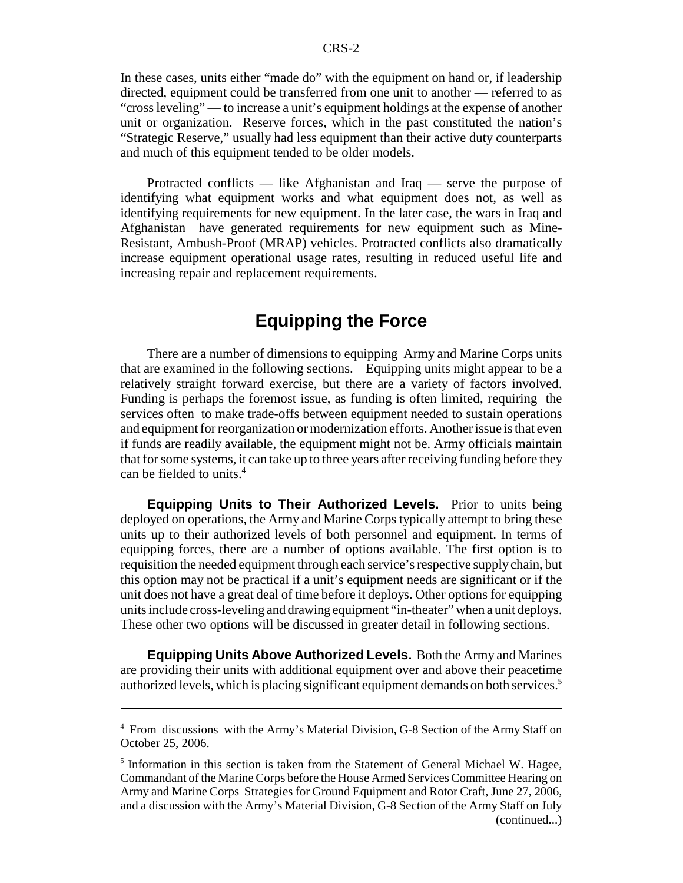In these cases, units either "made do" with the equipment on hand or, if leadership directed, equipment could be transferred from one unit to another — referred to as "cross leveling" — to increase a unit's equipment holdings at the expense of another unit or organization. Reserve forces, which in the past constituted the nation's "Strategic Reserve," usually had less equipment than their active duty counterparts and much of this equipment tended to be older models.

Protracted conflicts — like Afghanistan and Iraq — serve the purpose of identifying what equipment works and what equipment does not, as well as identifying requirements for new equipment. In the later case, the wars in Iraq and Afghanistan have generated requirements for new equipment such as Mine-Resistant, Ambush-Proof (MRAP) vehicles. Protracted conflicts also dramatically increase equipment operational usage rates, resulting in reduced useful life and increasing repair and replacement requirements.

## Equipping the Force

There are a number of dimensions to equipping Army and Marine Corps units that are examined in the following sections. Equipping units might appear to be a relatively straight forward exercise, but there are a variety of factors involved. Funding is perhaps the foremost issue, as funding is often limited, requiring the services often to make trade-offs between equipment needed to sustain operations and equipment for reorganization or modernization efforts. Another issue is that even if funds are readily available, the equipment might not be. Army officials maintain that for some systems, it can take up to three years after receiving funding before they can be fielded to units.[4]

**Equipping Units to Their Authorized Levels.** Prior to units being deployed on operations, the Army and Marine Corps typically attempt to bring these units up to their authorized levels of both personnel and equipment. In terms of equipping forces, there are a number of options available. The first option is to requisition the needed equipment through each service's respective supply chain, but this option may not be practical if a unit's equipment needs are significant or if the unit does not have a great deal of time before it deploys. Other options for equipping units include cross-leveling and drawing equipment "in-theater" when a unit deploys. These other two options will be discussed in greater detail in following sections.

**Equipping Units Above Authorized Levels.** Both the Army and Marines are providing their units with additional equipment over and above their peacetime authorized levels, which is placing significant equipment demands on both services.[5]

---

[4] From discussions with the Army's Material Division, G-8 Section of the Army Staff on October 25, 2006.

[5] Information in this section is taken from the Statement of General Michael W. Hagee, Commandant of the Marine Corps before the House Armed Services Committee Hearing on Army and Marine Corps Strategies for Ground Equipment and Rotor Craft, June 27, 2006, and a discussion with the Army's Material Division, G-8 Section of the Army Staff on July (continued...)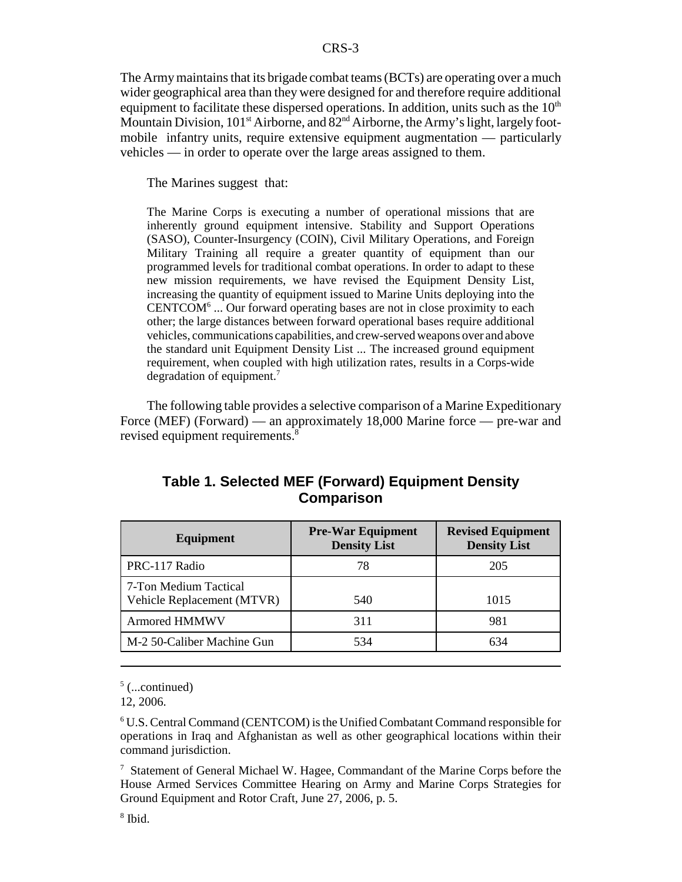The Army maintains that its brigade combat teams (BCTs) are operating over a much wider geographical area than they were designed for and therefore require additional equipment to facilitate these dispersed operations. In addition, units such as the 10th Mountain Division, 101st Airborne, and 82nd Airborne, the Army's light, largely foot-mobile infantry units, require extensive equipment augmentation — particularly vehicles — in order to operate over the large areas assigned to them.

The Marines suggest that:

> The Marine Corps is executing a number of operational missions that are inherently ground equipment intensive. Stability and Support Operations (SASO), Counter-Insurgency (COIN), Civil Military Operations, and Foreign Military Training all require a greater quantity of equipment than our programmed levels for traditional combat operations. In order to adapt to these new mission requirements, we have revised the Equipment Density List, increasing the quantity of equipment issued to Marine Units deploying into the CENTCOM[6] ... Our forward operating bases are not in close proximity to each other; the large distances between forward operational bases require additional vehicles, communications capabilities, and crew-served weapons over and above the standard unit Equipment Density List ... The increased ground equipment requirement, when coupled with high utilization rates, results in a Corps-wide degradation of equipment.[7]

The following table provides a selective comparison of a Marine Expeditionary Force (MEF) (Forward) — an approximately 18,000 Marine force — pre-war and revised equipment requirements.[8]

**Table 1. Selected MEF (Forward) Equipment Density Comparison**

| Equipment | Pre-War Equipment Density List | Revised Equipment Density List |
|---|---|---|
| PRC-117 Radio | 78 | 205 |
| 7-Ton Medium Tactical Vehicle Replacement (MTVR) | 540 | 1015 |
| Armored HMMWV | 311 | 981 |
| M-2 50-Caliber Machine Gun | 534 | 634 |

---

[5] (...continued)
12, 2006.

[6] U.S. Central Command (CENTCOM) is the Unified Combatant Command responsible for operations in Iraq and Afghanistan as well as other geographical locations within their command jurisdiction.

[7] Statement of General Michael W. Hagee, Commandant of the Marine Corps before the House Armed Services Committee Hearing on Army and Marine Corps Strategies for Ground Equipment and Rotor Craft, June 27, 2006, p. 5.

[8] Ibid.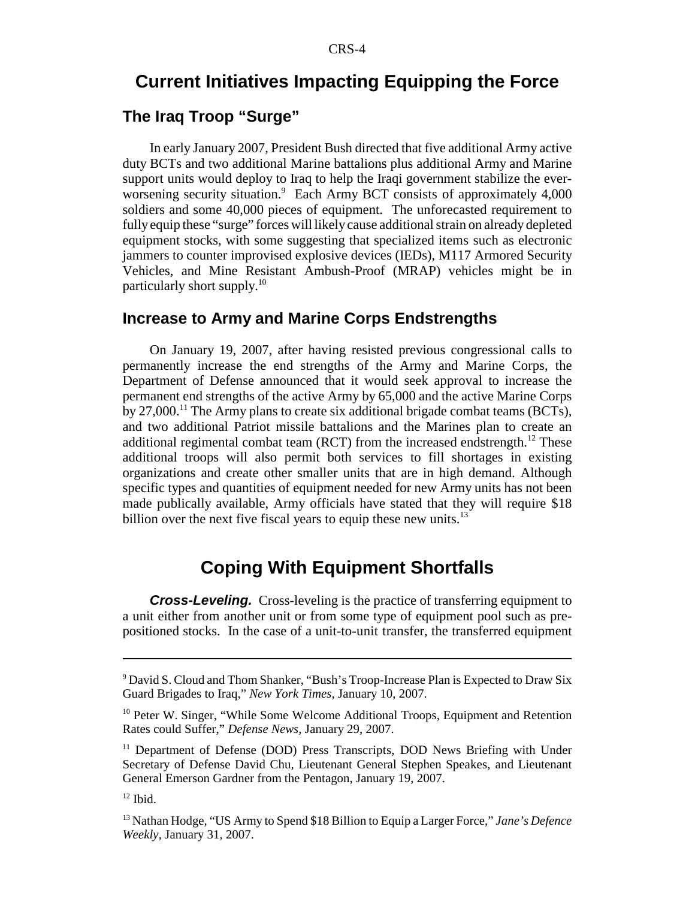## Current Initiatives Impacting Equipping the Force

### The Iraq Troop "Surge"

In early January 2007, President Bush directed that five additional Army active duty BCTs and two additional Marine battalions plus additional Army and Marine support units would deploy to Iraq to help the Iraqi government stabilize the ever-worsening security situation.[9] Each Army BCT consists of approximately 4,000 soldiers and some 40,000 pieces of equipment. The unforecasted requirement to fully equip these "surge" forces will likely cause additional strain on already depleted equipment stocks, with some suggesting that specialized items such as electronic jammers to counter improvised explosive devices (IEDs), M117 Armored Security Vehicles, and Mine Resistant Ambush-Proof (MRAP) vehicles might be in particularly short supply.[10]

### Increase to Army and Marine Corps Endstrengths

On January 19, 2007, after having resisted previous congressional calls to permanently increase the end strengths of the Army and Marine Corps, the Department of Defense announced that it would seek approval to increase the permanent end strengths of the active Army by 65,000 and the active Marine Corps by 27,000.[11] The Army plans to create six additional brigade combat teams (BCTs), and two additional Patriot missile battalions and the Marines plan to create an additional regimental combat team (RCT) from the increased endstrength.[12] These additional troops will also permit both services to fill shortages in existing organizations and create other smaller units that are in high demand. Although specific types and quantities of equipment needed for new Army units has not been made publically available, Army officials have stated that they will require $18 billion over the next five fiscal years to equip these new units.[13]

## Coping With Equipment Shortfalls

***Cross-Leveling.*** Cross-leveling is the practice of transferring equipment to a unit either from another unit or from some type of equipment pool such as pre-positioned stocks. In the case of a unit-to-unit transfer, the transferred equipment

---

[9] David S. Cloud and Thom Shanker, "Bush's Troop-Increase Plan is Expected to Draw Six Guard Brigades to Iraq," *New York Times*, January 10, 2007.

[10] Peter W. Singer, "While Some Welcome Additional Troops, Equipment and Retention Rates could Suffer," *Defense News*, January 29, 2007.

[11] Department of Defense (DOD) Press Transcripts, DOD News Briefing with Under Secretary of Defense David Chu, Lieutenant General Stephen Speakes, and Lieutenant General Emerson Gardner from the Pentagon, January 19, 2007.

[12] Ibid.

[13] Nathan Hodge, "US Army to Spend $18 Billion to Equip a Larger Force," *Jane's Defence Weekly*, January 31, 2007.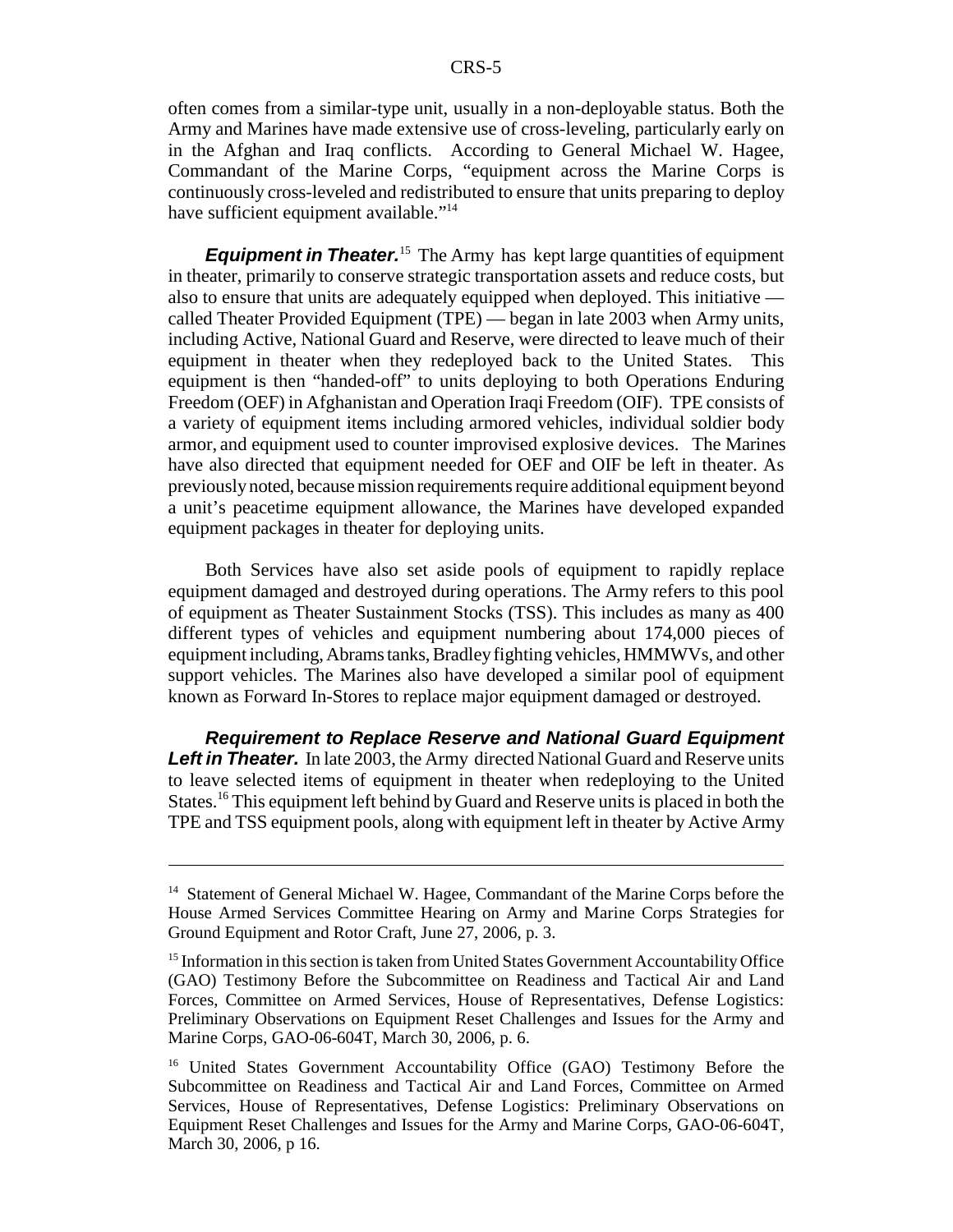often comes from a similar-type unit, usually in a non-deployable status. Both the Army and Marines have made extensive use of cross-leveling, particularly early on in the Afghan and Iraq conflicts. According to General Michael W. Hagee, Commandant of the Marine Corps, "equipment across the Marine Corps is continuously cross-leveled and redistributed to ensure that units preparing to deploy have sufficient equipment available."[14]

***Equipment in Theater.***[15] The Army has kept large quantities of equipment in theater, primarily to conserve strategic transportation assets and reduce costs, but also to ensure that units are adequately equipped when deployed. This initiative — called Theater Provided Equipment (TPE) — began in late 2003 when Army units, including Active, National Guard and Reserve, were directed to leave much of their equipment in theater when they redeployed back to the United States. This equipment is then "handed-off" to units deploying to both Operations Enduring Freedom (OEF) in Afghanistan and Operation Iraqi Freedom (OIF). TPE consists of a variety of equipment items including armored vehicles, individual soldier body armor, and equipment used to counter improvised explosive devices. The Marines have also directed that equipment needed for OEF and OIF be left in theater. As previously noted, because mission requirements require additional equipment beyond a unit's peacetime equipment allowance, the Marines have developed expanded equipment packages in theater for deploying units.

Both Services have also set aside pools of equipment to rapidly replace equipment damaged and destroyed during operations. The Army refers to this pool of equipment as Theater Sustainment Stocks (TSS). This includes as many as 400 different types of vehicles and equipment numbering about 174,000 pieces of equipment including, Abrams tanks, Bradley fighting vehicles, HMMWVs, and other support vehicles. The Marines also have developed a similar pool of equipment known as Forward In-Stores to replace major equipment damaged or destroyed.

***Requirement to Replace Reserve and National Guard Equipment Left in Theater.*** In late 2003, the Army directed National Guard and Reserve units to leave selected items of equipment in theater when redeploying to the United States.[16] This equipment left behind by Guard and Reserve units is placed in both the TPE and TSS equipment pools, along with equipment left in theater by Active Army

---

[14] Statement of General Michael W. Hagee, Commandant of the Marine Corps before the House Armed Services Committee Hearing on Army and Marine Corps Strategies for Ground Equipment and Rotor Craft, June 27, 2006, p. 3.

[15] Information in this section is taken from United States Government Accountability Office (GAO) Testimony Before the Subcommittee on Readiness and Tactical Air and Land Forces, Committee on Armed Services, House of Representatives, Defense Logistics: Preliminary Observations on Equipment Reset Challenges and Issues for the Army and Marine Corps, GAO-06-604T, March 30, 2006, p. 6.

[16] United States Government Accountability Office (GAO) Testimony Before the Subcommittee on Readiness and Tactical Air and Land Forces, Committee on Armed Services, House of Representatives, Defense Logistics: Preliminary Observations on Equipment Reset Challenges and Issues for the Army and Marine Corps, GAO-06-604T, March 30, 2006, p 16.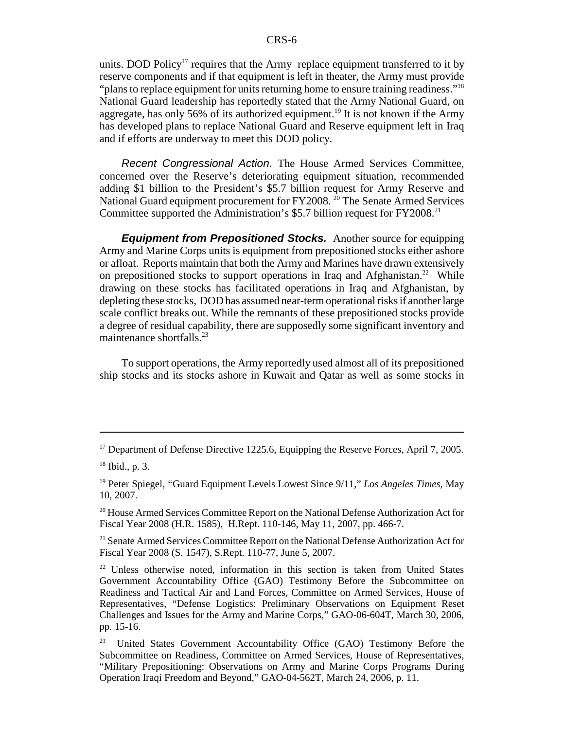units. DOD Policy[17] requires that the Army replace equipment transferred to it by reserve components and if that equipment is left in theater, the Army must provide "plans to replace equipment for units returning home to ensure training readiness."[18] National Guard leadership has reportedly stated that the Army National Guard, on aggregate, has only 56% of its authorized equipment.[19] It is not known if the Army has developed plans to replace National Guard and Reserve equipment left in Iraq and if efforts are underway to meet this DOD policy.

*Recent Congressional Action.* The House Armed Services Committee, concerned over the Reserve's deteriorating equipment situation, recommended adding $1 billion to the President's $5.7 billion request for Army Reserve and National Guard equipment procurement for FY2008.[20] The Senate Armed Services Committee supported the Administration's $5.7 billion request for FY2008.[21]

***Equipment from Prepositioned Stocks.*** Another source for equipping Army and Marine Corps units is equipment from prepositioned stocks either ashore or afloat. Reports maintain that both the Army and Marines have drawn extensively on prepositioned stocks to support operations in Iraq and Afghanistan.[22] While drawing on these stocks has facilitated operations in Iraq and Afghanistan, by depleting these stocks, DOD has assumed near-term operational risks if another large scale conflict breaks out. While the remnants of these prepositioned stocks provide a degree of residual capability, there are supposedly some significant inventory and maintenance shortfalls.[23]

To support operations, the Army reportedly used almost all of its prepositioned ship stocks and its stocks ashore in Kuwait and Qatar as well as some stocks in

---

[17] Department of Defense Directive 1225.6, Equipping the Reserve Forces, April 7, 2005.

[18] Ibid., p. 3.

[19] Peter Spiegel, "Guard Equipment Levels Lowest Since 9/11," *Los Angeles Times*, May 10, 2007.

[20] House Armed Services Committee Report on the National Defense Authorization Act for Fiscal Year 2008 (H.R. 1585), H.Rept. 110-146, May 11, 2007, pp. 466-7.

[21] Senate Armed Services Committee Report on the National Defense Authorization Act for Fiscal Year 2008 (S. 1547), S.Rept. 110-77, June 5, 2007.

[22] Unless otherwise noted, information in this section is taken from United States Government Accountability Office (GAO) Testimony Before the Subcommittee on Readiness and Tactical Air and Land Forces, Committee on Armed Services, House of Representatives, "Defense Logistics: Preliminary Observations on Equipment Reset Challenges and Issues for the Army and Marine Corps," GAO-06-604T, March 30, 2006, pp. 15-16.

[23] United States Government Accountability Office (GAO) Testimony Before the Subcommittee on Readiness, Committee on Armed Services, House of Representatives, "Military Prepositioning: Observations on Army and Marine Corps Programs During Operation Iraqi Freedom and Beyond," GAO-04-562T, March 24, 2006, p. 11.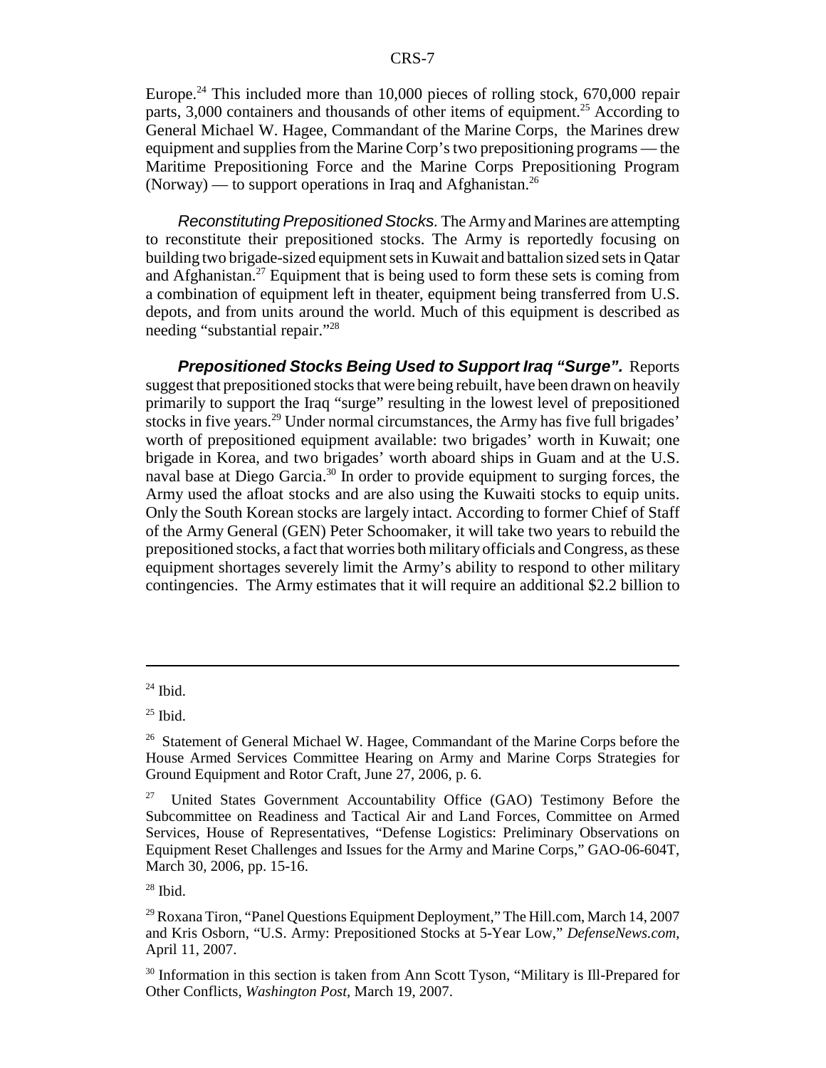Europe.[24] This included more than 10,000 pieces of rolling stock, 670,000 repair parts, 3,000 containers and thousands of other items of equipment.[25] According to General Michael W. Hagee, Commandant of the Marine Corps, the Marines drew equipment and supplies from the Marine Corp's two prepositioning programs — the Maritime Prepositioning Force and the Marine Corps Prepositioning Program (Norway) — to support operations in Iraq and Afghanistan.[26]

*Reconstituting Prepositioned Stocks.* The Army and Marines are attempting to reconstitute their prepositioned stocks. The Army is reportedly focusing on building two brigade-sized equipment sets in Kuwait and battalion sized sets in Qatar and Afghanistan.[27] Equipment that is being used to form these sets is coming from a combination of equipment left in theater, equipment being transferred from U.S. depots, and from units around the world. Much of this equipment is described as needing "substantial repair."[28]

***Prepositioned Stocks Being Used to Support Iraq "Surge".*** Reports suggest that prepositioned stocks that were being rebuilt, have been drawn on heavily primarily to support the Iraq "surge" resulting in the lowest level of prepositioned stocks in five years.[29] Under normal circumstances, the Army has five full brigades' worth of prepositioned equipment available: two brigades' worth in Kuwait; one brigade in Korea, and two brigades' worth aboard ships in Guam and at the U.S. naval base at Diego Garcia.[30] In order to provide equipment to surging forces, the Army used the afloat stocks and are also using the Kuwaiti stocks to equip units. Only the South Korean stocks are largely intact. According to former Chief of Staff of the Army General (GEN) Peter Schoomaker, it will take two years to rebuild the prepositioned stocks, a fact that worries both military officials and Congress, as these equipment shortages severely limit the Army's ability to respond to other military contingencies. The Army estimates that it will require an additional $2.2 billion to

---

[24] Ibid.

[25] Ibid.

[26] Statement of General Michael W. Hagee, Commandant of the Marine Corps before the House Armed Services Committee Hearing on Army and Marine Corps Strategies for Ground Equipment and Rotor Craft, June 27, 2006, p. 6.

[27] United States Government Accountability Office (GAO) Testimony Before the Subcommittee on Readiness and Tactical Air and Land Forces, Committee on Armed Services, House of Representatives, "Defense Logistics: Preliminary Observations on Equipment Reset Challenges and Issues for the Army and Marine Corps," GAO-06-604T, March 30, 2006, pp. 15-16.

[28] Ibid.

[29] Roxana Tiron, "Panel Questions Equipment Deployment," The Hill.com, March 14, 2007 and Kris Osborn, "U.S. Army: Prepositioned Stocks at 5-Year Low," *DefenseNews.com*, April 11, 2007.

[30] Information in this section is taken from Ann Scott Tyson, "Military is Ill-Prepared for Other Conflicts, *Washington Post*, March 19, 2007.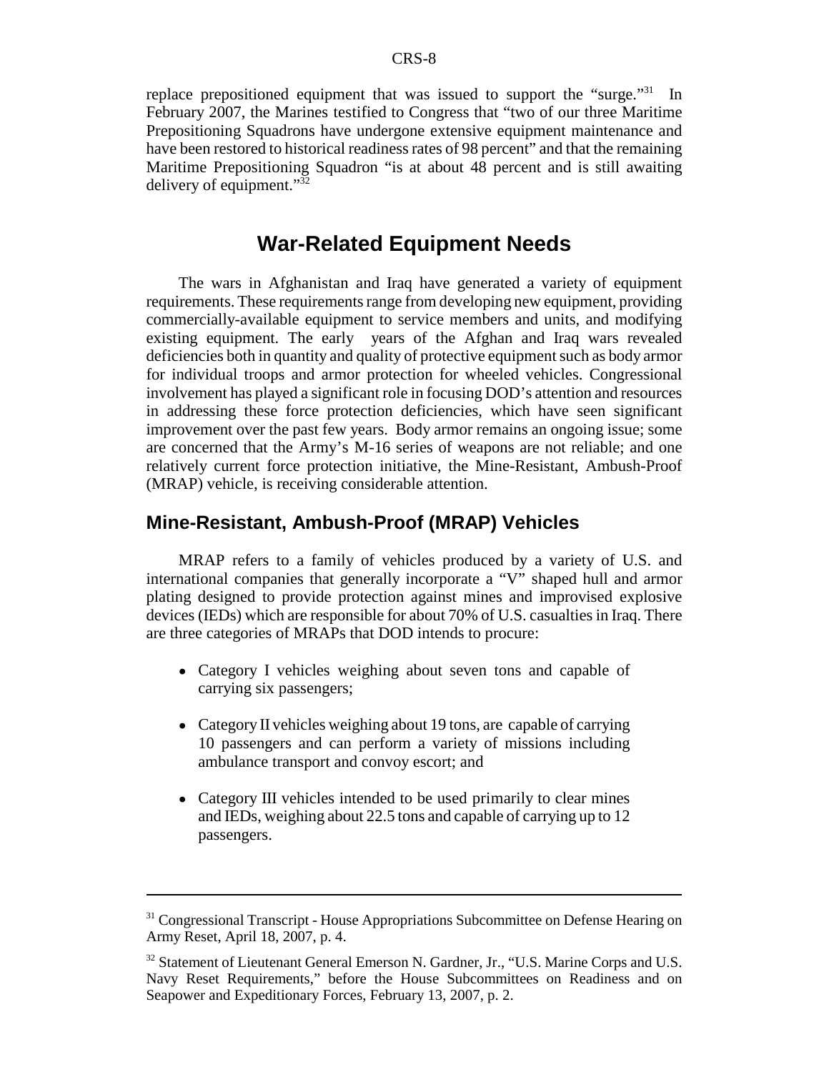replace prepositioned equipment that was issued to support the "surge."[31] In February 2007, the Marines testified to Congress that "two of our three Maritime Prepositioning Squadrons have undergone extensive equipment maintenance and have been restored to historical readiness rates of 98 percent" and that the remaining Maritime Prepositioning Squadron "is at about 48 percent and is still awaiting delivery of equipment."[32]

# War-Related Equipment Needs

The wars in Afghanistan and Iraq have generated a variety of equipment requirements. These requirements range from developing new equipment, providing commercially-available equipment to service members and units, and modifying existing equipment. The early years of the Afghan and Iraq wars revealed deficiencies both in quantity and quality of protective equipment such as body armor for individual troops and armor protection for wheeled vehicles. Congressional involvement has played a significant role in focusing DOD's attention and resources in addressing these force protection deficiencies, which have seen significant improvement over the past few years. Body armor remains an ongoing issue; some are concerned that the Army's M-16 series of weapons are not reliable; and one relatively current force protection initiative, the Mine-Resistant, Ambush-Proof (MRAP) vehicle, is receiving considerable attention.

## Mine-Resistant, Ambush-Proof (MRAP) Vehicles

MRAP refers to a family of vehicles produced by a variety of U.S. and international companies that generally incorporate a "V" shaped hull and armor plating designed to provide protection against mines and improvised explosive devices (IEDs) which are responsible for about 70% of U.S. casualties in Iraq. There are three categories of MRAPs that DOD intends to procure:

- Category I vehicles weighing about seven tons and capable of carrying six passengers;
- Category II vehicles weighing about 19 tons, are capable of carrying 10 passengers and can perform a variety of missions including ambulance transport and convoy escort; and
- Category III vehicles intended to be used primarily to clear mines and IEDs, weighing about 22.5 tons and capable of carrying up to 12 passengers.

---

[31] Congressional Transcript - House Appropriations Subcommittee on Defense Hearing on Army Reset, April 18, 2007, p. 4.

[32] Statement of Lieutenant General Emerson N. Gardner, Jr., "U.S. Marine Corps and U.S. Navy Reset Requirements," before the House Subcommittees on Readiness and on Seapower and Expeditionary Forces, February 13, 2007, p. 2.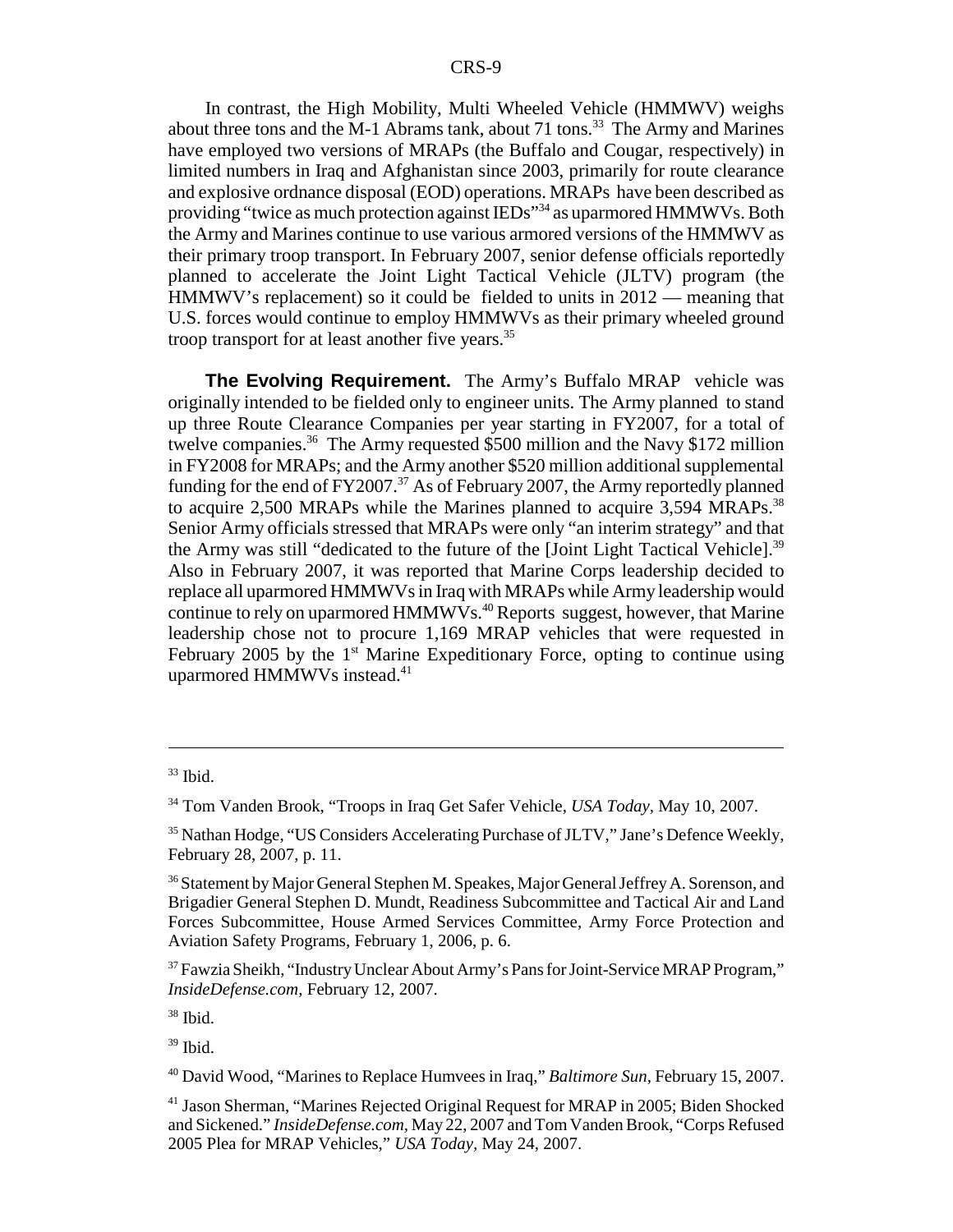In contrast, the High Mobility, Multi Wheeled Vehicle (HMMWV) weighs about three tons and the M-1 Abrams tank, about 71 tons.[33] The Army and Marines have employed two versions of MRAPs (the Buffalo and Cougar, respectively) in limited numbers in Iraq and Afghanistan since 2003, primarily for route clearance and explosive ordnance disposal (EOD) operations. MRAPs have been described as providing "twice as much protection against IEDs"[34] as uparmored HMMWVs. Both the Army and Marines continue to use various armored versions of the HMMWV as their primary troop transport. In February 2007, senior defense officials reportedly planned to accelerate the Joint Light Tactical Vehicle (JLTV) program (the HMMWV's replacement) so it could be fielded to units in 2012 — meaning that U.S. forces would continue to employ HMMWVs as their primary wheeled ground troop transport for at least another five years.[35]

**The Evolving Requirement.** The Army's Buffalo MRAP vehicle was originally intended to be fielded only to engineer units. The Army planned to stand up three Route Clearance Companies per year starting in FY2007, for a total of twelve companies.[36] The Army requested $500 million and the Navy $172 million in FY2008 for MRAPs; and the Army another $520 million additional supplemental funding for the end of FY2007.[37] As of February 2007, the Army reportedly planned to acquire 2,500 MRAPs while the Marines planned to acquire 3,594 MRAPs.[38] Senior Army officials stressed that MRAPs were only "an interim strategy" and that the Army was still "dedicated to the future of the [Joint Light Tactical Vehicle].[39] Also in February 2007, it was reported that Marine Corps leadership decided to replace all uparmored HMMWVs in Iraq with MRAPs while Army leadership would continue to rely on uparmored HMMWVs.[40] Reports suggest, however, that Marine leadership chose not to procure 1,169 MRAP vehicles that were requested in February 2005 by the 1st Marine Expeditionary Force, opting to continue using uparmored HMMWVs instead.[41]

---

[33] Ibid.

[34] Tom Vanden Brook, "Troops in Iraq Get Safer Vehicle, *USA Today*, May 10, 2007.

[35] Nathan Hodge, "US Considers Accelerating Purchase of JLTV," Jane's Defence Weekly, February 28, 2007, p. 11.

[36] Statement by Major General Stephen M. Speakes, Major General Jeffrey A. Sorenson, and Brigadier General Stephen D. Mundt, Readiness Subcommittee and Tactical Air and Land Forces Subcommittee, House Armed Services Committee, Army Force Protection and Aviation Safety Programs, February 1, 2006, p. 6.

[37] Fawzia Sheikh, "Industry Unclear About Army's Pans for Joint-Service MRAP Program," *InsideDefense.com*, February 12, 2007.

[38] Ibid.

[39] Ibid.

[40] David Wood, "Marines to Replace Humvees in Iraq," *Baltimore Sun*, February 15, 2007.

[41] Jason Sherman, "Marines Rejected Original Request for MRAP in 2005; Biden Shocked and Sickened." *InsideDefense.com*, May 22, 2007 and Tom Vanden Brook, "Corps Refused 2005 Plea for MRAP Vehicles," *USA Today*, May 24, 2007.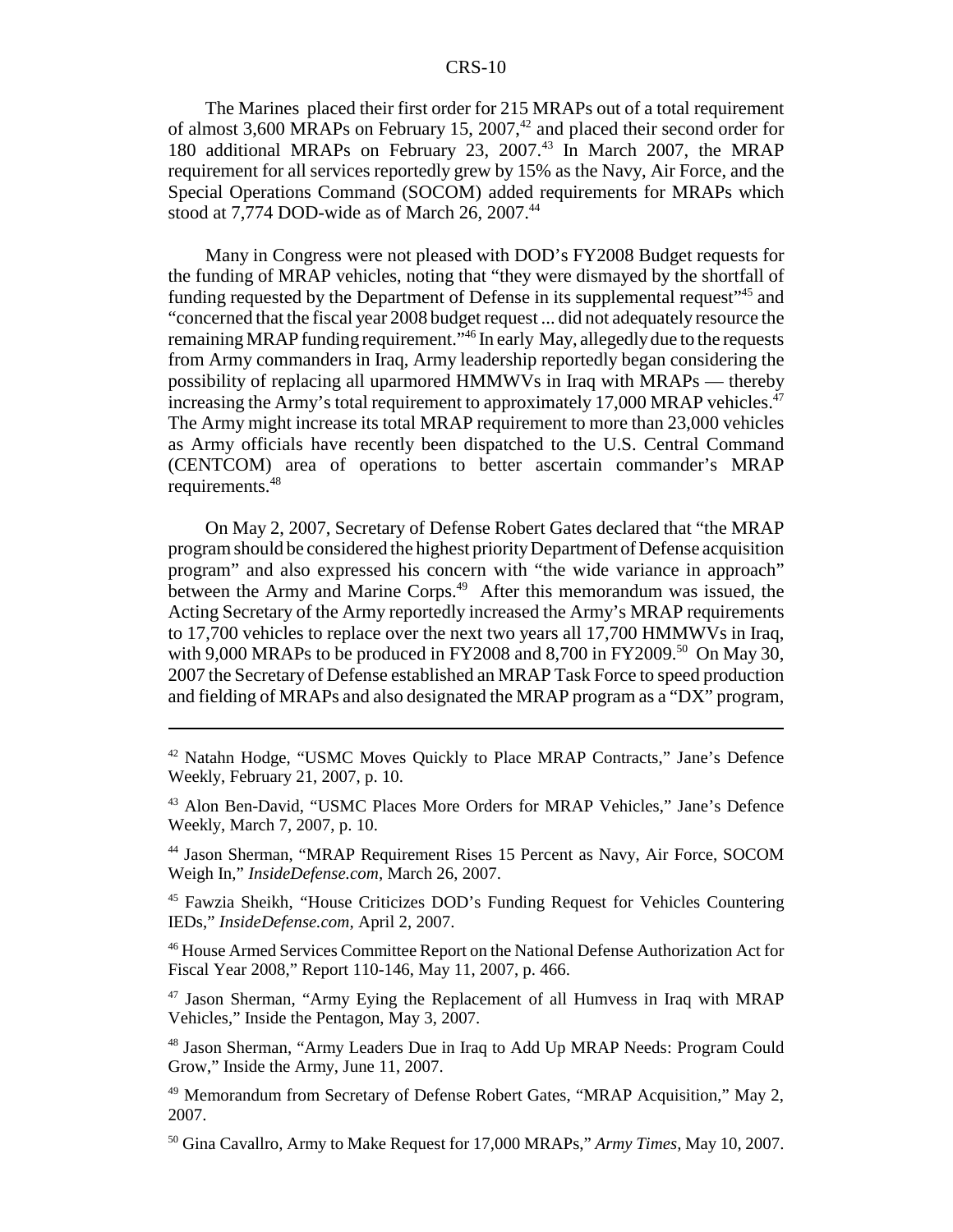The Marines placed their first order for 215 MRAPs out of a total requirement of almost 3,600 MRAPs on February 15, 2007,[42] and placed their second order for 180 additional MRAPs on February 23, 2007.[43] In March 2007, the MRAP requirement for all services reportedly grew by 15% as the Navy, Air Force, and the Special Operations Command (SOCOM) added requirements for MRAPs which stood at 7,774 DOD-wide as of March 26, 2007.[44]

Many in Congress were not pleased with DOD's FY2008 Budget requests for the funding of MRAP vehicles, noting that "they were dismayed by the shortfall of funding requested by the Department of Defense in its supplemental request"[45] and "concerned that the fiscal year 2008 budget request ... did not adequately resource the remaining MRAP funding requirement."[46] In early May, allegedly due to the requests from Army commanders in Iraq, Army leadership reportedly began considering the possibility of replacing all uparmored HMMWVs in Iraq with MRAPs — thereby increasing the Army's total requirement to approximately 17,000 MRAP vehicles.[47] The Army might increase its total MRAP requirement to more than 23,000 vehicles as Army officials have recently been dispatched to the U.S. Central Command (CENTCOM) area of operations to better ascertain commander's MRAP requirements.[48]

On May 2, 2007, Secretary of Defense Robert Gates declared that "the MRAP program should be considered the highest priority Department of Defense acquisition program" and also expressed his concern with "the wide variance in approach" between the Army and Marine Corps.[49] After this memorandum was issued, the Acting Secretary of the Army reportedly increased the Army's MRAP requirements to 17,700 vehicles to replace over the next two years all 17,700 HMMWVs in Iraq, with 9,000 MRAPs to be produced in FY2008 and 8,700 in FY2009.[50] On May 30, 2007 the Secretary of Defense established an MRAP Task Force to speed production and fielding of MRAPs and also designated the MRAP program as a "DX" program,

---

[42] Natahn Hodge, "USMC Moves Quickly to Place MRAP Contracts," Jane's Defence Weekly, February 21, 2007, p. 10.

[43] Alon Ben-David, "USMC Places More Orders for MRAP Vehicles," Jane's Defence Weekly, March 7, 2007, p. 10.

[44] Jason Sherman, "MRAP Requirement Rises 15 Percent as Navy, Air Force, SOCOM Weigh In," *InsideDefense.com*, March 26, 2007.

[45] Fawzia Sheikh, "House Criticizes DOD's Funding Request for Vehicles Countering IEDs," *InsideDefense.com*, April 2, 2007.

[46] House Armed Services Committee Report on the National Defense Authorization Act for Fiscal Year 2008," Report 110-146, May 11, 2007, p. 466.

[47] Jason Sherman, "Army Eying the Replacement of all Humvess in Iraq with MRAP Vehicles," Inside the Pentagon, May 3, 2007.

[48] Jason Sherman, "Army Leaders Due in Iraq to Add Up MRAP Needs: Program Could Grow," Inside the Army, June 11, 2007.

[49] Memorandum from Secretary of Defense Robert Gates, "MRAP Acquisition," May 2, 2007.

[50] Gina Cavallro, Army to Make Request for 17,000 MRAPs," *Army Times*, May 10, 2007.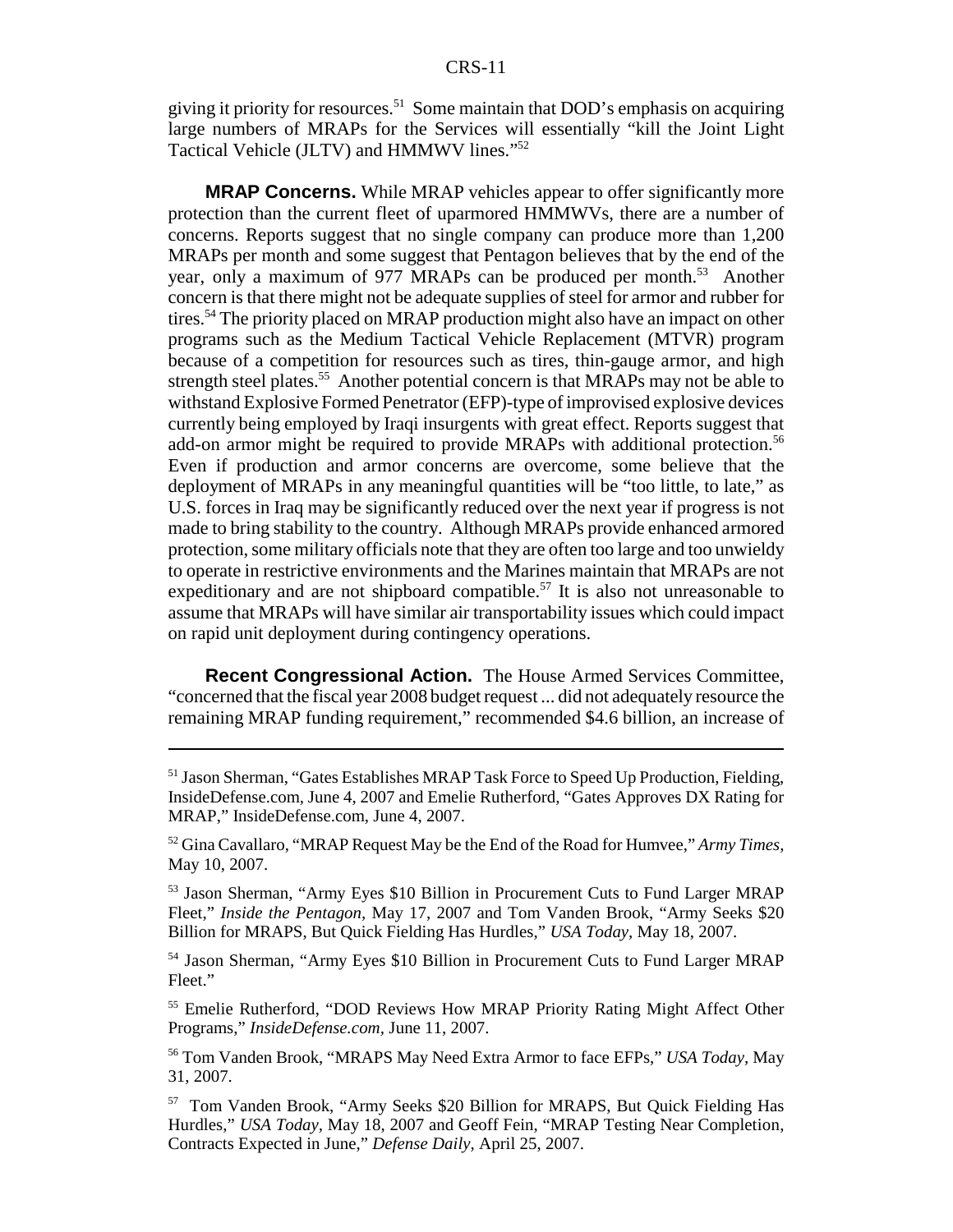giving it priority for resources.[51] Some maintain that DOD's emphasis on acquiring large numbers of MRAPs for the Services will essentially "kill the Joint Light Tactical Vehicle (JLTV) and HMMWV lines."[52]

**MRAP Concerns.** While MRAP vehicles appear to offer significantly more protection than the current fleet of uparmored HMMWVs, there are a number of concerns. Reports suggest that no single company can produce more than 1,200 MRAPs per month and some suggest that Pentagon believes that by the end of the year, only a maximum of 977 MRAPs can be produced per month.[53] Another concern is that there might not be adequate supplies of steel for armor and rubber for tires.[54] The priority placed on MRAP production might also have an impact on other programs such as the Medium Tactical Vehicle Replacement (MTVR) program because of a competition for resources such as tires, thin-gauge armor, and high strength steel plates.[55] Another potential concern is that MRAPs may not be able to withstand Explosive Formed Penetrator (EFP)-type of improvised explosive devices currently being employed by Iraqi insurgents with great effect. Reports suggest that add-on armor might be required to provide MRAPs with additional protection.[56] Even if production and armor concerns are overcome, some believe that the deployment of MRAPs in any meaningful quantities will be "too little, to late," as U.S. forces in Iraq may be significantly reduced over the next year if progress is not made to bring stability to the country. Although MRAPs provide enhanced armored protection, some military officials note that they are often too large and too unwieldy to operate in restrictive environments and the Marines maintain that MRAPs are not expeditionary and are not shipboard compatible.[57] It is also not unreasonable to assume that MRAPs will have similar air transportability issues which could impact on rapid unit deployment during contingency operations.

**Recent Congressional Action.** The House Armed Services Committee, "concerned that the fiscal year 2008 budget request ... did not adequately resource the remaining MRAP funding requirement," recommended $4.6 billion, an increase of

---

[51] Jason Sherman, "Gates Establishes MRAP Task Force to Speed Up Production, Fielding, InsideDefense.com, June 4, 2007 and Emelie Rutherford, "Gates Approves DX Rating for MRAP," InsideDefense.com, June 4, 2007.

[52] Gina Cavallaro, "MRAP Request May be the End of the Road for Humvee," *Army Times*, May 10, 2007.

[53] Jason Sherman, "Army Eyes $10 Billion in Procurement Cuts to Fund Larger MRAP Fleet," *Inside the Pentagon*, May 17, 2007 and Tom Vanden Brook, "Army Seeks $20 Billion for MRAPS, But Quick Fielding Has Hurdles," *USA Today*, May 18, 2007.

[54] Jason Sherman, "Army Eyes $10 Billion in Procurement Cuts to Fund Larger MRAP Fleet."

[55] Emelie Rutherford, "DOD Reviews How MRAP Priority Rating Might Affect Other Programs," *InsideDefense.com*, June 11, 2007.

[56] Tom Vanden Brook, "MRAPS May Need Extra Armor to face EFPs," *USA Today*, May 31, 2007.

[57] Tom Vanden Brook, "Army Seeks $20 Billion for MRAPS, But Quick Fielding Has Hurdles," *USA Today*, May 18, 2007 and Geoff Fein, "MRAP Testing Near Completion, Contracts Expected in June," *Defense Daily*, April 25, 2007.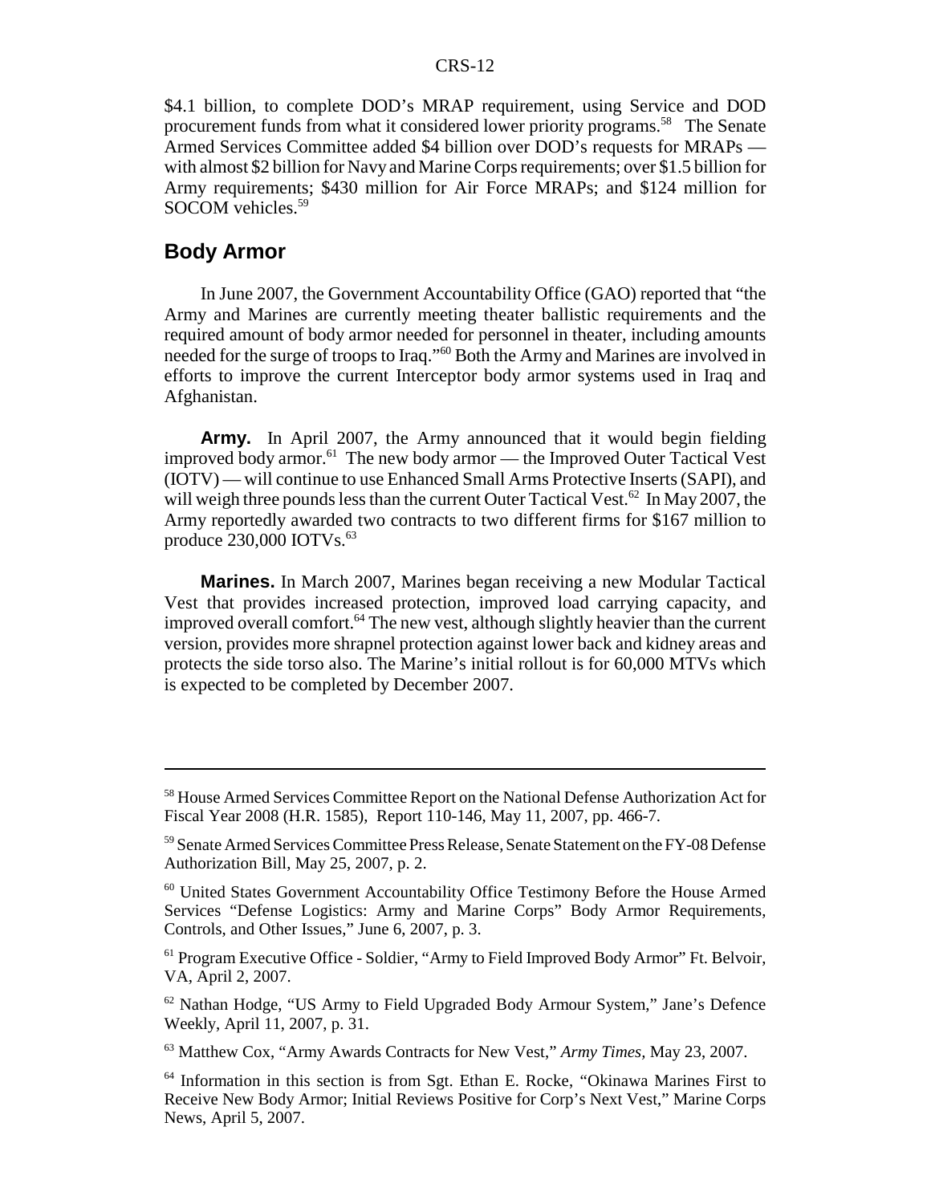$4.1 billion, to complete DOD's MRAP requirement, using Service and DOD procurement funds from what it considered lower priority programs.[58] The Senate Armed Services Committee added $4 billion over DOD's requests for MRAPs — with almost $2 billion for Navy and Marine Corps requirements; over $1.5 billion for Army requirements; $430 million for Air Force MRAPs; and $124 million for SOCOM vehicles.[59]

## Body Armor

In June 2007, the Government Accountability Office (GAO) reported that "the Army and Marines are currently meeting theater ballistic requirements and the required amount of body armor needed for personnel in theater, including amounts needed for the surge of troops to Iraq."[60] Both the Army and Marines are involved in efforts to improve the current Interceptor body armor systems used in Iraq and Afghanistan.

**Army.** In April 2007, the Army announced that it would begin fielding improved body armor.[61] The new body armor — the Improved Outer Tactical Vest (IOTV) — will continue to use Enhanced Small Arms Protective Inserts (SAPI), and will weigh three pounds less than the current Outer Tactical Vest.[62] In May 2007, the Army reportedly awarded two contracts to two different firms for $167 million to produce 230,000 IOTVs.[63]

**Marines.** In March 2007, Marines began receiving a new Modular Tactical Vest that provides increased protection, improved load carrying capacity, and improved overall comfort.[64] The new vest, although slightly heavier than the current version, provides more shrapnel protection against lower back and kidney areas and protects the side torso also. The Marine's initial rollout is for 60,000 MTVs which is expected to be completed by December 2007.

---

[58] House Armed Services Committee Report on the National Defense Authorization Act for Fiscal Year 2008 (H.R. 1585), Report 110-146, May 11, 2007, pp. 466-7.

[59] Senate Armed Services Committee Press Release, Senate Statement on the FY-08 Defense Authorization Bill, May 25, 2007, p. 2.

[60] United States Government Accountability Office Testimony Before the House Armed Services "Defense Logistics: Army and Marine Corps" Body Armor Requirements, Controls, and Other Issues," June 6, 2007, p. 3.

[61] Program Executive Office - Soldier, "Army to Field Improved Body Armor" Ft. Belvoir, VA, April 2, 2007.

[62] Nathan Hodge, "US Army to Field Upgraded Body Armour System," Jane's Defence Weekly, April 11, 2007, p. 31.

[63] Matthew Cox, "Army Awards Contracts for New Vest," *Army Times*, May 23, 2007.

[64] Information in this section is from Sgt. Ethan E. Rocke, "Okinawa Marines First to Receive New Body Armor; Initial Reviews Positive for Corp's Next Vest," Marine Corps News, April 5, 2007.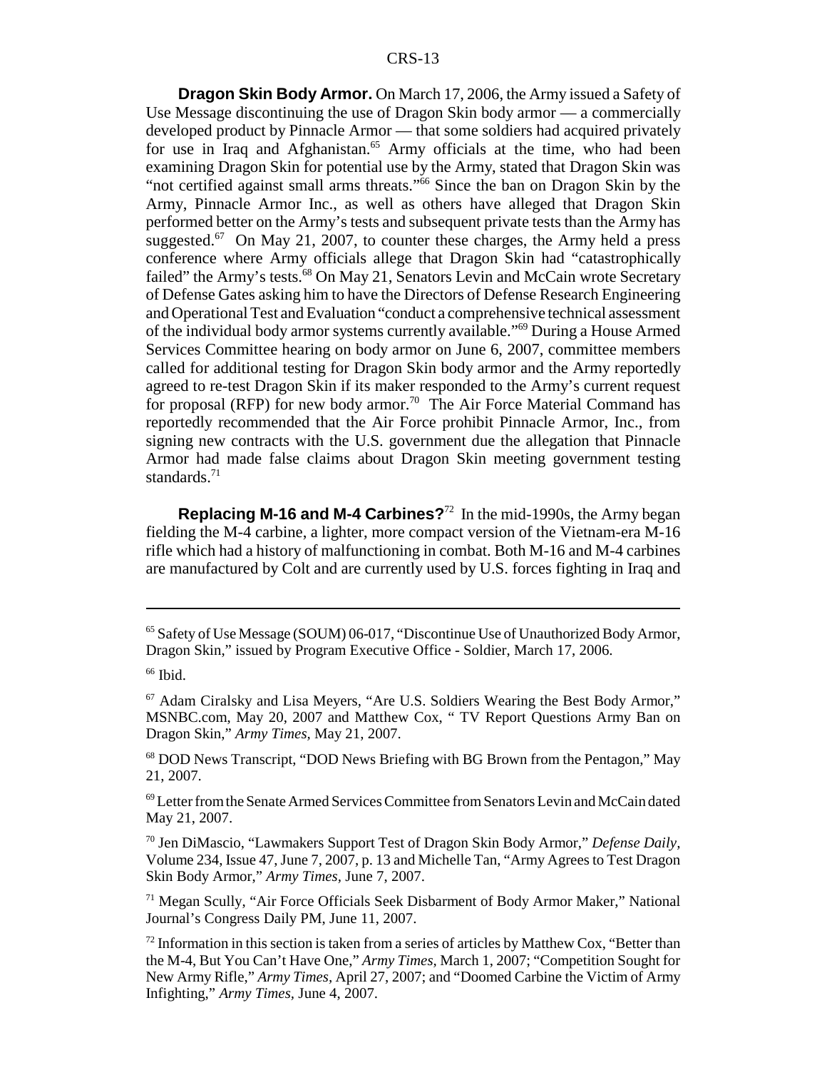**Dragon Skin Body Armor.** On March 17, 2006, the Army issued a Safety of Use Message discontinuing the use of Dragon Skin body armor — a commercially developed product by Pinnacle Armor — that some soldiers had acquired privately for use in Iraq and Afghanistan.[65] Army officials at the time, who had been examining Dragon Skin for potential use by the Army, stated that Dragon Skin was "not certified against small arms threats."[66] Since the ban on Dragon Skin by the Army, Pinnacle Armor Inc., as well as others have alleged that Dragon Skin performed better on the Army's tests and subsequent private tests than the Army has suggested.[67] On May 21, 2007, to counter these charges, the Army held a press conference where Army officials allege that Dragon Skin had "catastrophically failed" the Army's tests.[68] On May 21, Senators Levin and McCain wrote Secretary of Defense Gates asking him to have the Directors of Defense Research Engineering and Operational Test and Evaluation "conduct a comprehensive technical assessment of the individual body armor systems currently available."[69] During a House Armed Services Committee hearing on body armor on June 6, 2007, committee members called for additional testing for Dragon Skin body armor and the Army reportedly agreed to re-test Dragon Skin if its maker responded to the Army's current request for proposal (RFP) for new body armor.[70] The Air Force Material Command has reportedly recommended that the Air Force prohibit Pinnacle Armor, Inc., from signing new contracts with the U.S. government due the allegation that Pinnacle Armor had made false claims about Dragon Skin meeting government testing standards.[71]

**Replacing M-16 and M-4 Carbines?**[72] In the mid-1990s, the Army began fielding the M-4 carbine, a lighter, more compact version of the Vietnam-era M-16 rifle which had a history of malfunctioning in combat. Both M-16 and M-4 carbines are manufactured by Colt and are currently used by U.S. forces fighting in Iraq and

---

[65] Safety of Use Message (SOUM) 06-017, "Discontinue Use of Unauthorized Body Armor, Dragon Skin," issued by Program Executive Office - Soldier, March 17, 2006.

[66] Ibid.

[67] Adam Ciralsky and Lisa Meyers, "Are U.S. Soldiers Wearing the Best Body Armor," MSNBC.com, May 20, 2007 and Matthew Cox, " TV Report Questions Army Ban on Dragon Skin," *Army Times*, May 21, 2007.

[68] DOD News Transcript, "DOD News Briefing with BG Brown from the Pentagon," May 21, 2007.

[69] Letter from the Senate Armed Services Committee from Senators Levin and McCain dated May 21, 2007.

[70] Jen DiMascio, "Lawmakers Support Test of Dragon Skin Body Armor," *Defense Daily*, Volume 234, Issue 47, June 7, 2007, p. 13 and Michelle Tan, "Army Agrees to Test Dragon Skin Body Armor," *Army Times*, June 7, 2007.

[71] Megan Scully, "Air Force Officials Seek Disbarment of Body Armor Maker," National Journal's Congress Daily PM, June 11, 2007.

[72] Information in this section is taken from a series of articles by Matthew Cox, "Better than the M-4, But You Can't Have One," *Army Times*, March 1, 2007; "Competition Sought for New Army Rifle," *Army Times*, April 27, 2007; and "Doomed Carbine the Victim of Army Infighting," *Army Times*, June 4, 2007.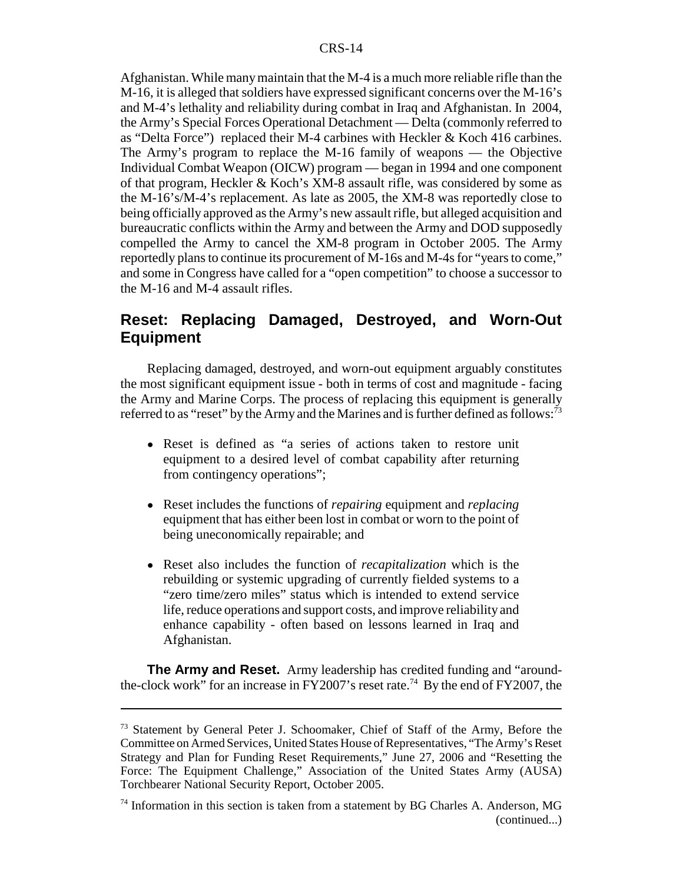Afghanistan. While many maintain that the M-4 is a much more reliable rifle than the M-16, it is alleged that soldiers have expressed significant concerns over the M-16's and M-4's lethality and reliability during combat in Iraq and Afghanistan. In 2004, the Army's Special Forces Operational Detachment — Delta (commonly referred to as "Delta Force") replaced their M-4 carbines with Heckler & Koch 416 carbines. The Army's program to replace the M-16 family of weapons — the Objective Individual Combat Weapon (OICW) program — began in 1994 and one component of that program, Heckler & Koch's XM-8 assault rifle, was considered by some as the M-16's/M-4's replacement. As late as 2005, the XM-8 was reportedly close to being officially approved as the Army's new assault rifle, but alleged acquisition and bureaucratic conflicts within the Army and between the Army and DOD supposedly compelled the Army to cancel the XM-8 program in October 2005. The Army reportedly plans to continue its procurement of M-16s and M-4s for "years to come," and some in Congress have called for a "open competition" to choose a successor to the M-16 and M-4 assault rifles.

## Reset: Replacing Damaged, Destroyed, and Worn-Out Equipment

Replacing damaged, destroyed, and worn-out equipment arguably constitutes the most significant equipment issue - both in terms of cost and magnitude - facing the Army and Marine Corps. The process of replacing this equipment is generally referred to as "reset" by the Army and the Marines and is further defined as follows:[73]

- Reset is defined as "a series of actions taken to restore unit equipment to a desired level of combat capability after returning from contingency operations";
- Reset includes the functions of *repairing* equipment and *replacing* equipment that has either been lost in combat or worn to the point of being uneconomically repairable; and
- Reset also includes the function of *recapitalization* which is the rebuilding or systemic upgrading of currently fielded systems to a "zero time/zero miles" status which is intended to extend service life, reduce operations and support costs, and improve reliability and enhance capability - often based on lessons learned in Iraq and Afghanistan.

**The Army and Reset.** Army leadership has credited funding and "around-the-clock work" for an increase in FY2007's reset rate.[74] By the end of FY2007, the

---

[73] Statement by General Peter J. Schoomaker, Chief of Staff of the Army, Before the Committee on Armed Services, United States House of Representatives, "The Army's Reset Strategy and Plan for Funding Reset Requirements," June 27, 2006 and "Resetting the Force: The Equipment Challenge," Association of the United States Army (AUSA) Torchbearer National Security Report, October 2005.

[74] Information in this section is taken from a statement by BG Charles A. Anderson, MG (continued...)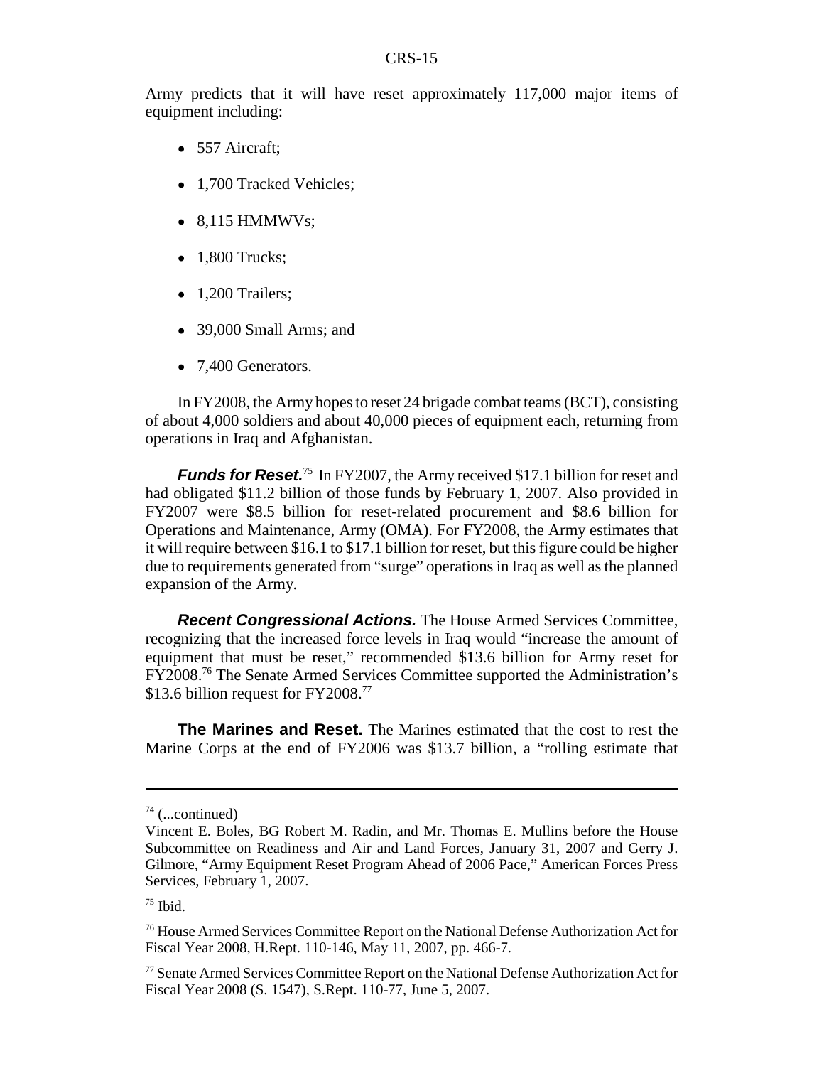Army predicts that it will have reset approximately 117,000 major items of equipment including:

- 557 Aircraft;
- 1,700 Tracked Vehicles;
- 8,115 HMMWVs;
- 1,800 Trucks;
- 1,200 Trailers;
- 39,000 Small Arms; and
- 7,400 Generators.

In FY2008, the Army hopes to reset 24 brigade combat teams (BCT), consisting of about 4,000 soldiers and about 40,000 pieces of equipment each, returning from operations in Iraq and Afghanistan.

***Funds for Reset.***[75] In FY2007, the Army received $17.1 billion for reset and had obligated $11.2 billion of those funds by February 1, 2007. Also provided in FY2007 were $8.5 billion for reset-related procurement and $8.6 billion for Operations and Maintenance, Army (OMA). For FY2008, the Army estimates that it will require between $16.1 to $17.1 billion for reset, but this figure could be higher due to requirements generated from "surge" operations in Iraq as well as the planned expansion of the Army.

***Recent Congressional Actions.*** The House Armed Services Committee, recognizing that the increased force levels in Iraq would "increase the amount of equipment that must be reset," recommended $13.6 billion for Army reset for FY2008.[76] The Senate Armed Services Committee supported the Administration's $13.6 billion request for FY2008.[77]

**The Marines and Reset.** The Marines estimated that the cost to rest the Marine Corps at the end of FY2006 was $13.7 billion, a "rolling estimate that

---

[74] (...continued) Vincent E. Boles, BG Robert M. Radin, and Mr. Thomas E. Mullins before the House Subcommittee on Readiness and Air and Land Forces, January 31, 2007 and Gerry J. Gilmore, "Army Equipment Reset Program Ahead of 2006 Pace," American Forces Press Services, February 1, 2007.

[75] Ibid.

[76] House Armed Services Committee Report on the National Defense Authorization Act for Fiscal Year 2008, H.Rept. 110-146, May 11, 2007, pp. 466-7.

[77] Senate Armed Services Committee Report on the National Defense Authorization Act for Fiscal Year 2008 (S. 1547), S.Rept. 110-77, June 5, 2007.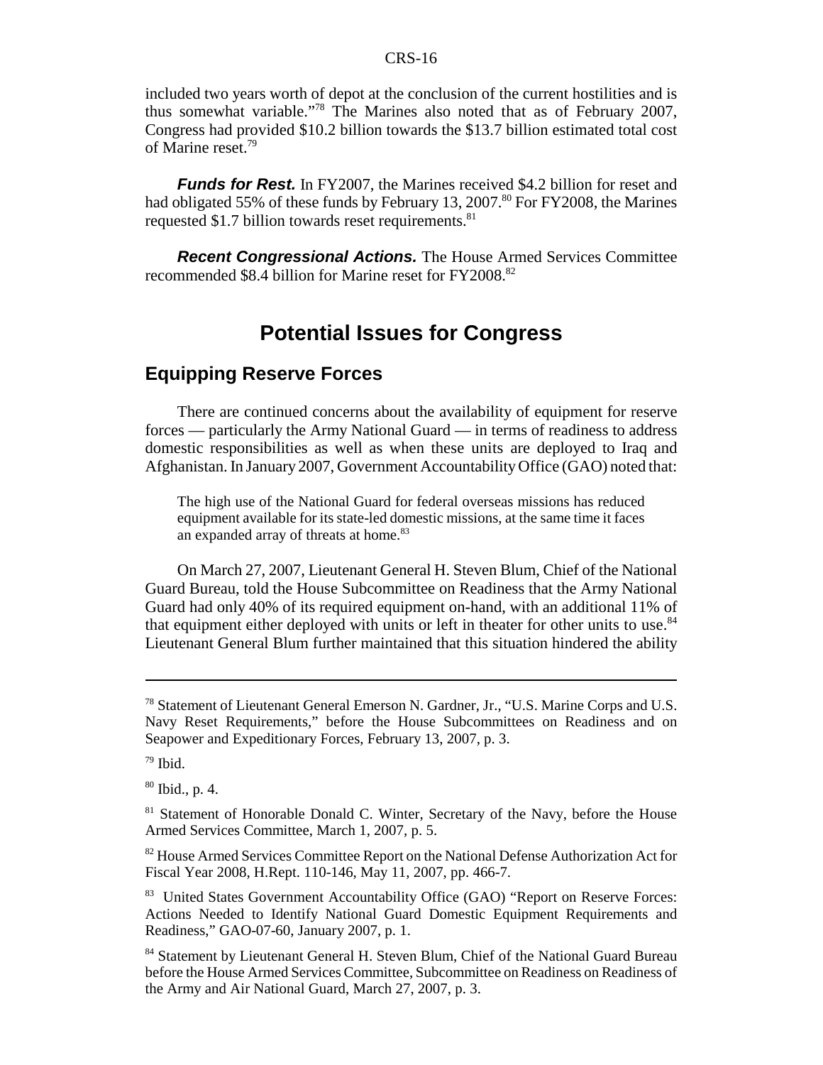included two years worth of depot at the conclusion of the current hostilities and is thus somewhat variable."[78] The Marines also noted that as of February 2007, Congress had provided $10.2 billion towards the $13.7 billion estimated total cost of Marine reset.[79]

***Funds for Rest.*** In FY2007, the Marines received $4.2 billion for reset and had obligated 55% of these funds by February 13, 2007.[80] For FY2008, the Marines requested $1.7 billion towards reset requirements.[81]

***Recent Congressional Actions.*** The House Armed Services Committee recommended $8.4 billion for Marine reset for FY2008.[82]

# Potential Issues for Congress

## Equipping Reserve Forces

There are continued concerns about the availability of equipment for reserve forces — particularly the Army National Guard — in terms of readiness to address domestic responsibilities as well as when these units are deployed to Iraq and Afghanistan. In January 2007, Government Accountability Office (GAO) noted that:

> The high use of the National Guard for federal overseas missions has reduced equipment available for its state-led domestic missions, at the same time it faces an expanded array of threats at home.[83]

On March 27, 2007, Lieutenant General H. Steven Blum, Chief of the National Guard Bureau, told the House Subcommittee on Readiness that the Army National Guard had only 40% of its required equipment on-hand, with an additional 11% of that equipment either deployed with units or left in theater for other units to use.[84] Lieutenant General Blum further maintained that this situation hindered the ability

---

[78] Statement of Lieutenant General Emerson N. Gardner, Jr., "U.S. Marine Corps and U.S. Navy Reset Requirements," before the House Subcommittees on Readiness and on Seapower and Expeditionary Forces, February 13, 2007, p. 3.

[79] Ibid.

[80] Ibid., p. 4.

[81] Statement of Honorable Donald C. Winter, Secretary of the Navy, before the House Armed Services Committee, March 1, 2007, p. 5.

[82] House Armed Services Committee Report on the National Defense Authorization Act for Fiscal Year 2008, H.Rept. 110-146, May 11, 2007, pp. 466-7.

[83] United States Government Accountability Office (GAO) "Report on Reserve Forces: Actions Needed to Identify National Guard Domestic Equipment Requirements and Readiness," GAO-07-60, January 2007, p. 1.

[84] Statement by Lieutenant General H. Steven Blum, Chief of the National Guard Bureau before the House Armed Services Committee, Subcommittee on Readiness on Readiness of the Army and Air National Guard, March 27, 2007, p. 3.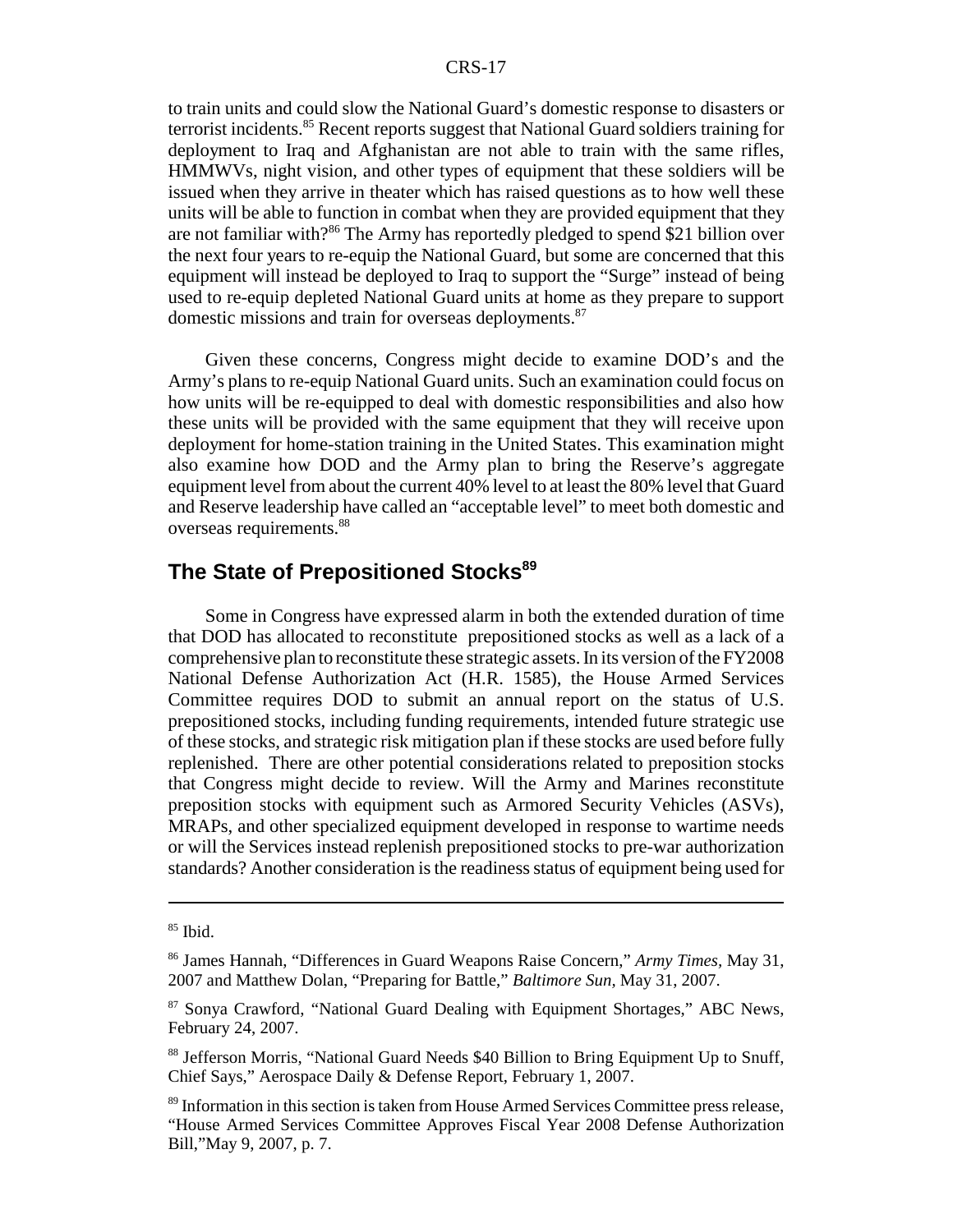to train units and could slow the National Guard's domestic response to disasters or terrorist incidents.[85] Recent reports suggest that National Guard soldiers training for deployment to Iraq and Afghanistan are not able to train with the same rifles, HMMWVs, night vision, and other types of equipment that these soldiers will be issued when they arrive in theater which has raised questions as to how well these units will be able to function in combat when they are provided equipment that they are not familiar with?[86] The Army has reportedly pledged to spend $21 billion over the next four years to re-equip the National Guard, but some are concerned that this equipment will instead be deployed to Iraq to support the "Surge" instead of being used to re-equip depleted National Guard units at home as they prepare to support domestic missions and train for overseas deployments.[87]

Given these concerns, Congress might decide to examine DOD's and the Army's plans to re-equip National Guard units. Such an examination could focus on how units will be re-equipped to deal with domestic responsibilities and also how these units will be provided with the same equipment that they will receive upon deployment for home-station training in the United States. This examination might also examine how DOD and the Army plan to bring the Reserve's aggregate equipment level from about the current 40% level to at least the 80% level that Guard and Reserve leadership have called an "acceptable level" to meet both domestic and overseas requirements.[88]

## The State of Prepositioned Stocks[89]

Some in Congress have expressed alarm in both the extended duration of time that DOD has allocated to reconstitute prepositioned stocks as well as a lack of a comprehensive plan to reconstitute these strategic assets. In its version of the FY2008 National Defense Authorization Act (H.R. 1585), the House Armed Services Committee requires DOD to submit an annual report on the status of U.S. prepositioned stocks, including funding requirements, intended future strategic use of these stocks, and strategic risk mitigation plan if these stocks are used before fully replenished. There are other potential considerations related to preposition stocks that Congress might decide to review. Will the Army and Marines reconstitute preposition stocks with equipment such as Armored Security Vehicles (ASVs), MRAPs, and other specialized equipment developed in response to wartime needs or will the Services instead replenish prepositioned stocks to pre-war authorization standards? Another consideration is the readiness status of equipment being used for

---

[85] Ibid.

[86] James Hannah, "Differences in Guard Weapons Raise Concern," *Army Times*, May 31, 2007 and Matthew Dolan, "Preparing for Battle," *Baltimore Sun*, May 31, 2007.

[87] Sonya Crawford, "National Guard Dealing with Equipment Shortages," ABC News, February 24, 2007.

[88] Jefferson Morris, "National Guard Needs $40 Billion to Bring Equipment Up to Snuff, Chief Says," Aerospace Daily & Defense Report, February 1, 2007.

[89] Information in this section is taken from House Armed Services Committee press release, "House Armed Services Committee Approves Fiscal Year 2008 Defense Authorization Bill,"May 9, 2007, p. 7.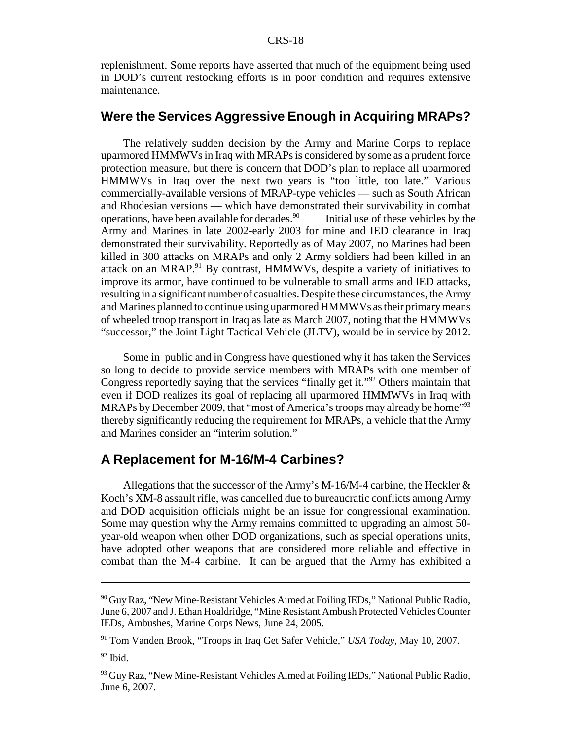replenishment. Some reports have asserted that much of the equipment being used in DOD's current restocking efforts is in poor condition and requires extensive maintenance.

## Were the Services Aggressive Enough in Acquiring MRAPs?

The relatively sudden decision by the Army and Marine Corps to replace uparmored HMMWVs in Iraq with MRAPs is considered by some as a prudent force protection measure, but there is concern that DOD's plan to replace all uparmored HMMWVs in Iraq over the next two years is "too little, too late." Various commercially-available versions of MRAP-type vehicles — such as South African and Rhodesian versions — which have demonstrated their survivability in combat operations, have been available for decades.[90] Initial use of these vehicles by the Army and Marines in late 2002-early 2003 for mine and IED clearance in Iraq demonstrated their survivability. Reportedly as of May 2007, no Marines had been killed in 300 attacks on MRAPs and only 2 Army soldiers had been killed in an attack on an MRAP.[91] By contrast, HMMWVs, despite a variety of initiatives to improve its armor, have continued to be vulnerable to small arms and IED attacks, resulting in a significant number of casualties. Despite these circumstances, the Army and Marines planned to continue using uparmored HMMWVs as their primary means of wheeled troop transport in Iraq as late as March 2007, noting that the HMMWVs "successor," the Joint Light Tactical Vehicle (JLTV), would be in service by 2012.

Some in public and in Congress have questioned why it has taken the Services so long to decide to provide service members with MRAPs with one member of Congress reportedly saying that the services "finally get it."[92] Others maintain that even if DOD realizes its goal of replacing all uparmored HMMWVs in Iraq with MRAPs by December 2009, that "most of America's troops may already be home"[93] thereby significantly reducing the requirement for MRAPs, a vehicle that the Army and Marines consider an "interim solution."

## A Replacement for M-16/M-4 Carbines?

Allegations that the successor of the Army's M-16/M-4 carbine, the Heckler & Koch's XM-8 assault rifle, was cancelled due to bureaucratic conflicts among Army and DOD acquisition officials might be an issue for congressional examination. Some may question why the Army remains committed to upgrading an almost 50-year-old weapon when other DOD organizations, such as special operations units, have adopted other weapons that are considered more reliable and effective in combat than the M-4 carbine. It can be argued that the Army has exhibited a

---

[90] Guy Raz, "New Mine-Resistant Vehicles Aimed at Foiling IEDs," National Public Radio, June 6, 2007 and J. Ethan Hoaldridge, "Mine Resistant Ambush Protected Vehicles Counter IEDs, Ambushes, Marine Corps News, June 24, 2005.

[91] Tom Vanden Brook, "Troops in Iraq Get Safer Vehicle," *USA Today*, May 10, 2007.

[92] Ibid.

[93] Guy Raz, "New Mine-Resistant Vehicles Aimed at Foiling IEDs," National Public Radio, June 6, 2007.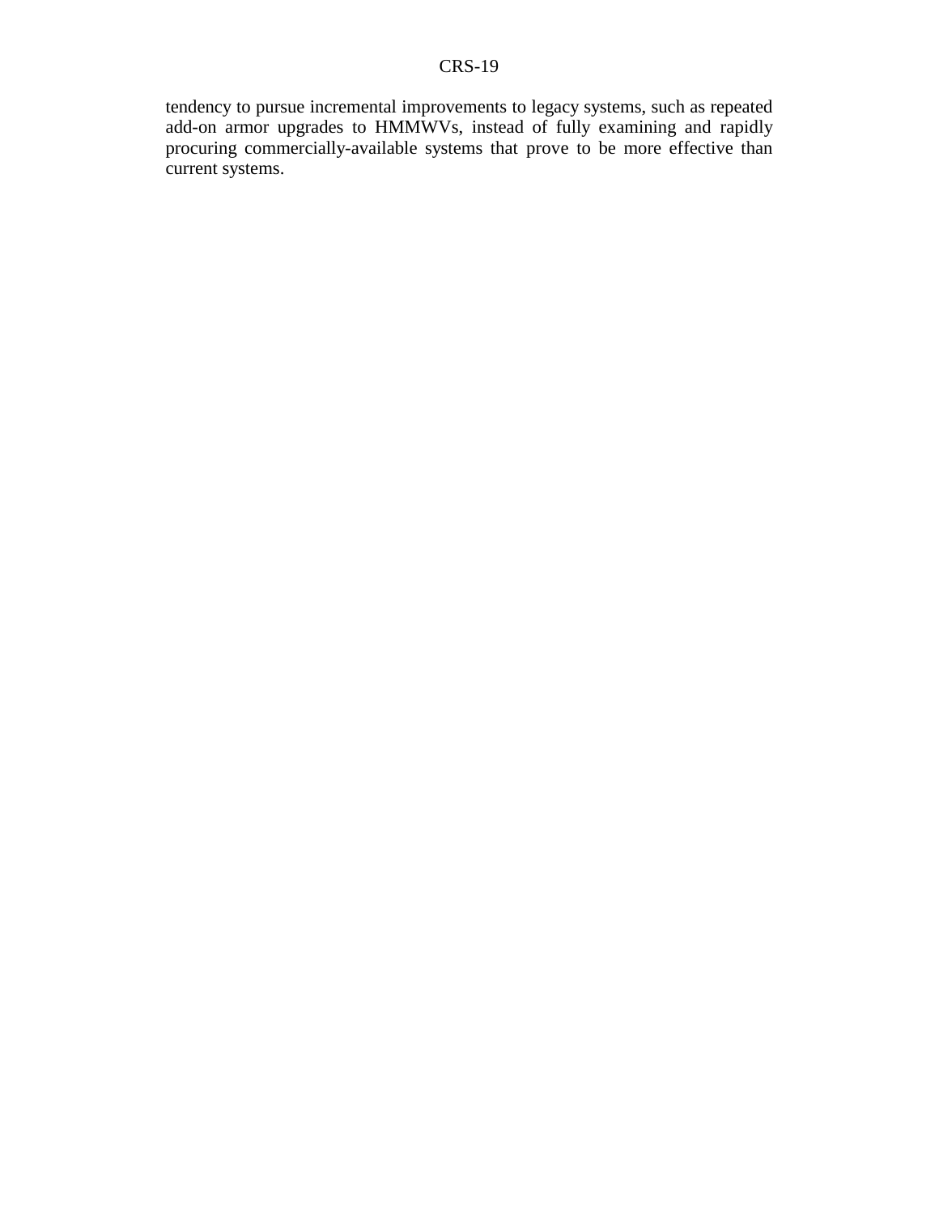tendency to pursue incremental improvements to legacy systems, such as repeated add-on armor upgrades to HMMWVs, instead of fully examining and rapidly procuring commercially-available systems that prove to be more effective than current systems.